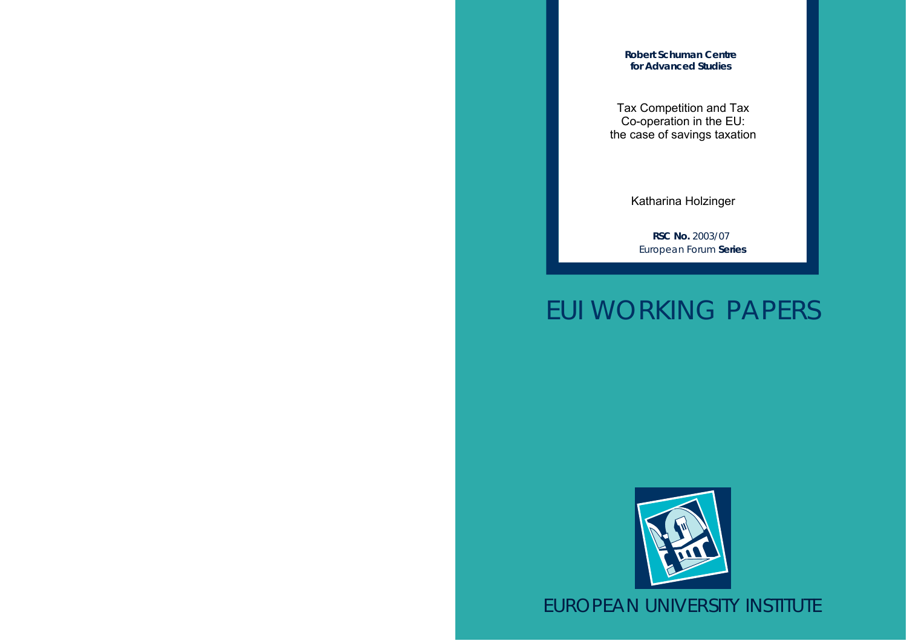**Robert Schuman Centre for Advanced Studies**

# Tax Competition and Tax Co-operation in the EU: the case of savings taxation

Katharina Holzinger

**RSC No.** 2003/07
European Forum **Series**

## EUI WORKING PAPERS

EUROPEAN UNIVERSITY INSTITUTE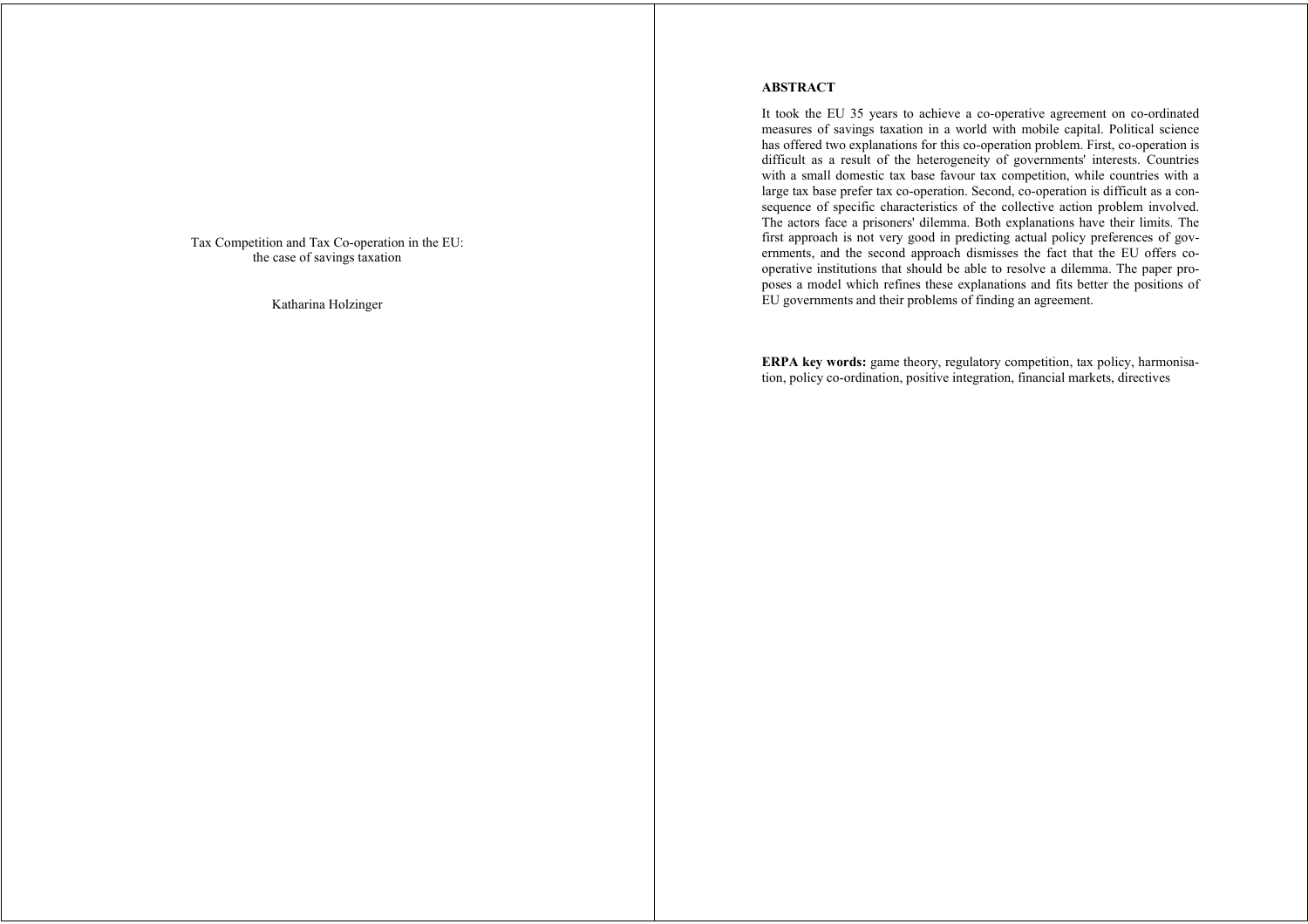Tax Competition and Tax Co-operation in the EU:
the case of savings taxation

Katharina Holzinger

## ABSTRACT

It took the EU 35 years to achieve a co-operative agreement on co-ordinated measures of savings taxation in a world with mobile capital. Political science has offered two explanations for this co-operation problem. First, co-operation is difficult as a result of the heterogeneity of governments' interests. Countries with a small domestic tax base favour tax competition, while countries with a large tax base prefer tax co-operation. Second, co-operation is difficult as a consequence of specific characteristics of the collective action problem involved. The actors face a prisoners' dilemma. Both explanations have their limits. The first approach is not very good in predicting actual policy preferences of governments, and the second approach dismisses the fact that the EU offers co-operative institutions that should be able to resolve a dilemma. The paper proposes a model which refines these explanations and fits better the positions of EU governments and their problems of finding an agreement.

**ERPA key words:** game theory, regulatory competition, tax policy, harmonisation, policy co-ordination, positive integration, financial markets, directives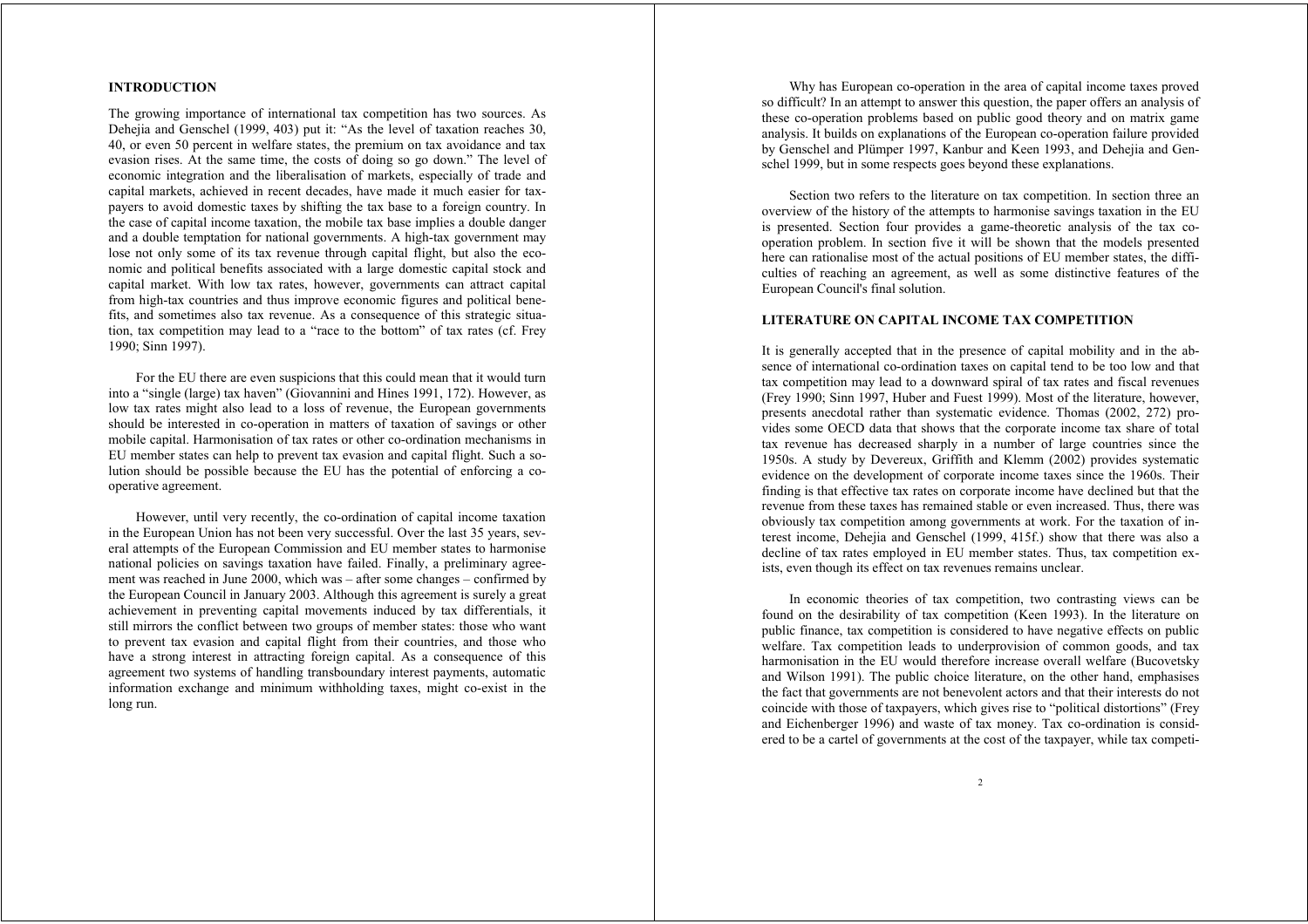## INTRODUCTION

The growing importance of international tax competition has two sources. As Dehejia and Genschel (1999, 403) put it: "As the level of taxation reaches 30, 40, or even 50 percent in welfare states, the premium on tax avoidance and tax evasion rises. At the same time, the costs of doing so go down." The level of economic integration and the liberalisation of markets, especially of trade and capital markets, achieved in recent decades, have made it much easier for taxpayers to avoid domestic taxes by shifting the tax base to a foreign country. In the case of capital income taxation, the mobile tax base implies a double danger and a double temptation for national governments. A high-tax government may lose not only some of its tax revenue through capital flight, but also the economic and political benefits associated with a large domestic capital stock and capital market. With low tax rates, however, governments can attract capital from high-tax countries and thus improve economic figures and political benefits, and sometimes also tax revenue. As a consequence of this strategic situation, tax competition may lead to a "race to the bottom" of tax rates (cf. Frey 1990; Sinn 1997).

For the EU there are even suspicions that this could mean that it would turn into a "single (large) tax haven" (Giovannini and Hines 1991, 172). However, as low tax rates might also lead to a loss of revenue, the European governments should be interested in co-operation in matters of taxation of savings or other mobile capital. Harmonisation of tax rates or other co-ordination mechanisms in EU member states can help to prevent tax evasion and capital flight. Such a solution should be possible because the EU has the potential of enforcing a co-operative agreement.

However, until very recently, the co-ordination of capital income taxation in the European Union has not been very successful. Over the last 35 years, several attempts of the European Commission and EU member states to harmonise national policies on savings taxation have failed. Finally, a preliminary agreement was reached in June 2000, which was – after some changes – confirmed by the European Council in January 2003. Although this agreement is surely a great achievement in preventing capital movements induced by tax differentials, it still mirrors the conflict between two groups of member states: those who want to prevent tax evasion and capital flight from their countries, and those who have a strong interest in attracting foreign capital. As a consequence of this agreement two systems of handling transboundary interest payments, automatic information exchange and minimum withholding taxes, might co-exist in the long run.

Why has European co-operation in the area of capital income taxes proved so difficult? In an attempt to answer this question, the paper offers an analysis of these co-operation problems based on public good theory and on matrix game analysis. It builds on explanations of the European co-operation failure provided by Genschel and Plümper 1997, Kanbur and Keen 1993, and Dehejia and Genschel 1999, but in some respects goes beyond these explanations.

Section two refers to the literature on tax competition. In section three an overview of the history of the attempts to harmonise savings taxation in the EU is presented. Section four provides a game-theoretic analysis of the tax co-operation problem. In section five it will be shown that the models presented here can rationalise most of the actual positions of EU member states, the difficulties of reaching an agreement, as well as some distinctive features of the European Council's final solution.

## LITERATURE ON CAPITAL INCOME TAX COMPETITION

It is generally accepted that in the presence of capital mobility and in the absence of international co-ordination taxes on capital tend to be too low and that tax competition may lead to a downward spiral of tax rates and fiscal revenues (Frey 1990; Sinn 1997, Huber and Fuest 1999). Most of the literature, however, presents anecdotal rather than systematic evidence. Thomas (2002, 272) provides some OECD data that shows that the corporate income tax share of total tax revenue has decreased sharply in a number of large countries since the 1950s. A study by Devereux, Griffith and Klemm (2002) provides systematic evidence on the development of corporate income taxes since the 1960s. Their finding is that effective tax rates on corporate income have declined but that the revenue from these taxes has remained stable or even increased. Thus, there was obviously tax competition among governments at work. For the taxation of interest income, Dehejia and Genschel (1999, 415f.) show that there was also a decline of tax rates employed in EU member states. Thus, tax competition exists, even though its effect on tax revenues remains unclear.

In economic theories of tax competition, two contrasting views can be found on the desirability of tax competition (Keen 1993). In the literature on public finance, tax competition is considered to have negative effects on public welfare. Tax competition leads to underprovision of common goods, and tax harmonisation in the EU would therefore increase overall welfare (Bucovetsky and Wilson 1991). The public choice literature, on the other hand, emphasises the fact that governments are not benevolent actors and that their interests do not coincide with those of taxpayers, which gives rise to "political distortions" (Frey and Eichenberger 1996) and waste of tax money. Tax co-ordination is considered to be a cartel of governments at the cost of the taxpayer, while tax competi-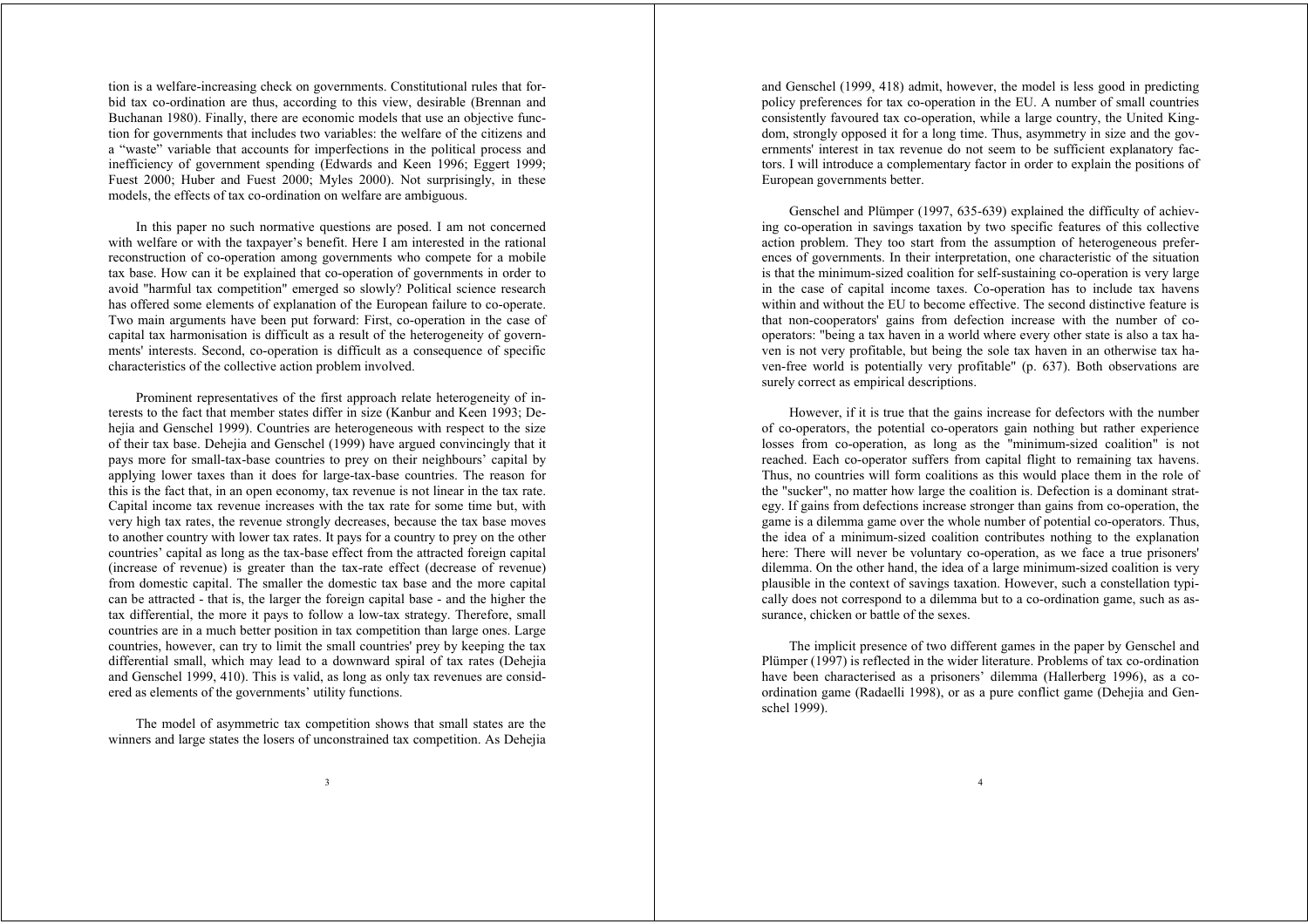tion is a welfare-increasing check on governments. Constitutional rules that forbid tax co-ordination are thus, according to this view, desirable (Brennan and Buchanan 1980). Finally, there are economic models that use an objective function for governments that includes two variables: the welfare of the citizens and a "waste" variable that accounts for imperfections in the political process and inefficiency of government spending (Edwards and Keen 1996; Eggert 1999; Fuest 2000; Huber and Fuest 2000; Myles 2000). Not surprisingly, in these models, the effects of tax co-ordination on welfare are ambiguous.

In this paper no such normative questions are posed. I am not concerned with welfare or with the taxpayer's benefit. Here I am interested in the rational reconstruction of co-operation among governments who compete for a mobile tax base. How can it be explained that co-operation of governments in order to avoid "harmful tax competition" emerged so slowly? Political science research has offered some elements of explanation of the European failure to co-operate. Two main arguments have been put forward: First, co-operation in the case of capital tax harmonisation is difficult as a result of the heterogeneity of governments' interests. Second, co-operation is difficult as a consequence of specific characteristics of the collective action problem involved.

Prominent representatives of the first approach relate heterogeneity of interests to the fact that member states differ in size (Kanbur and Keen 1993; Dehejia and Genschel 1999). Countries are heterogeneous with respect to the size of their tax base. Dehejia and Genschel (1999) have argued convincingly that it pays more for small-tax-base countries to prey on their neighbours' capital by applying lower taxes than it does for large-tax-base countries. The reason for this is the fact that, in an open economy, tax revenue is not linear in the tax rate. Capital income tax revenue increases with the tax rate for some time but, with very high tax rates, the revenue strongly decreases, because the tax base moves to another country with lower tax rates. It pays for a country to prey on the other countries' capital as long as the tax-base effect from the attracted foreign capital (increase of revenue) is greater than the tax-rate effect (decrease of revenue) from domestic capital. The smaller the domestic tax base and the more capital can be attracted - that is, the larger the foreign capital base - and the higher the tax differential, the more it pays to follow a low-tax strategy. Therefore, small countries are in a much better position in tax competition than large ones. Large countries, however, can try to limit the small countries' prey by keeping the tax differential small, which may lead to a downward spiral of tax rates (Dehejia and Genschel 1999, 410). This is valid, as long as only tax revenues are considered as elements of the governments' utility functions.

The model of asymmetric tax competition shows that small states are the winners and large states the losers of unconstrained tax competition. As Dehejia and Genschel (1999, 418) admit, however, the model is less good in predicting policy preferences for tax co-operation in the EU. A number of small countries consistently favoured tax co-operation, while a large country, the United Kingdom, strongly opposed it for a long time. Thus, asymmetry in size and the governments' interest in tax revenue do not seem to be sufficient explanatory factors. I will introduce a complementary factor in order to explain the positions of European governments better.

Genschel and Plümper (1997, 635-639) explained the difficulty of achieving co-operation in savings taxation by two specific features of this collective action problem. They too start from the assumption of heterogeneous preferences of governments. In their interpretation, one characteristic of the situation is that the minimum-sized coalition for self-sustaining co-operation is very large in the case of capital income taxes. Co-operation has to include tax havens within and without the EU to become effective. The second distinctive feature is that non-cooperators' gains from defection increase with the number of co-operators: "being a tax haven in a world where every other state is also a tax haven is not very profitable, but being the sole tax haven in an otherwise tax haven-free world is potentially very profitable" (p. 637). Both observations are surely correct as empirical descriptions.

However, if it is true that the gains increase for defectors with the number of co-operators, the potential co-operators gain nothing but rather experience losses from co-operation, as long as the "minimum-sized coalition" is not reached. Each co-operator suffers from capital flight to remaining tax havens. Thus, no countries will form coalitions as this would place them in the role of the "sucker", no matter how large the coalition is. Defection is a dominant strategy. If gains from defections increase stronger than gains from co-operation, the game is a dilemma game over the whole number of potential co-operators. Thus, the idea of a minimum-sized coalition contributes nothing to the explanation here: There will never be voluntary co-operation, as we face a true prisoners' dilemma. On the other hand, the idea of a large minimum-sized coalition is very plausible in the context of savings taxation. However, such a constellation typically does not correspond to a dilemma but to a co-ordination game, such as assurance, chicken or battle of the sexes.

The implicit presence of two different games in the paper by Genschel and Plümper (1997) is reflected in the wider literature. Problems of tax co-ordination have been characterised as a prisoners' dilemma (Hallerberg 1996), as a co-ordination game (Radaelli 1998), or as a pure conflict game (Dehejia and Genschel 1999).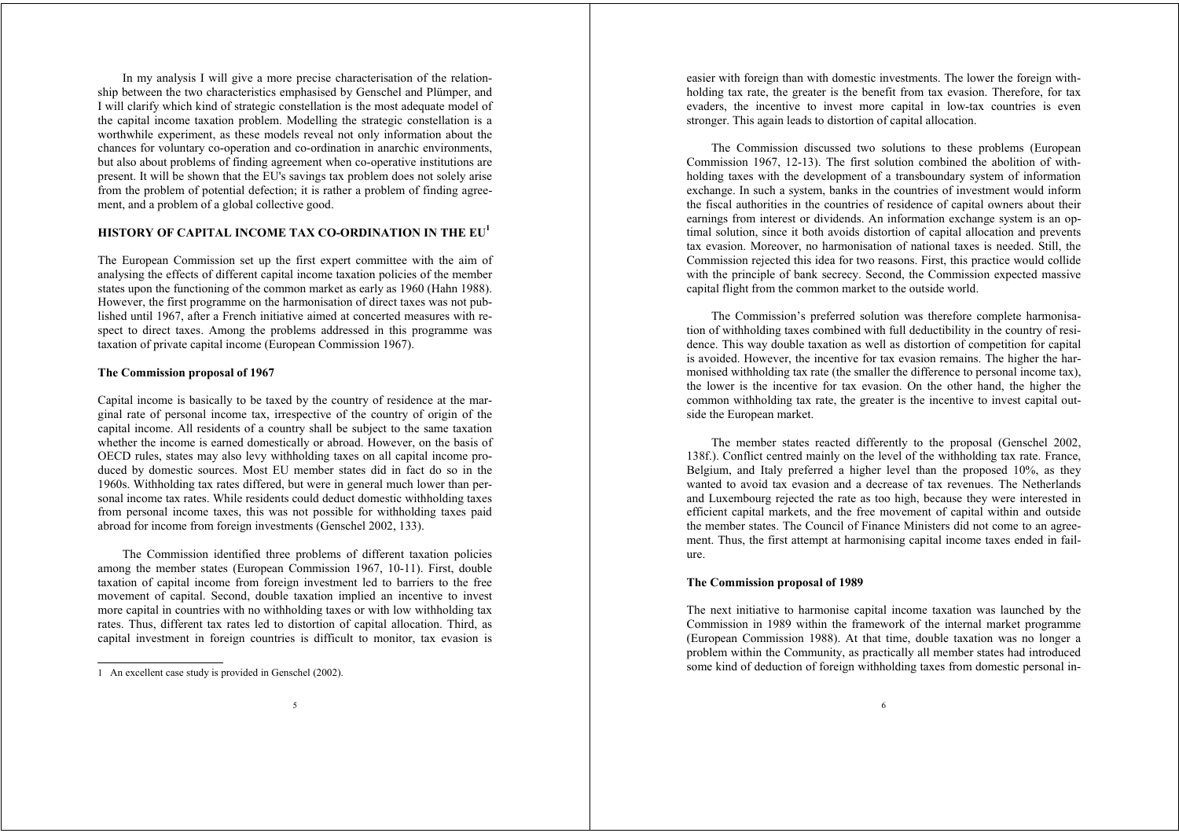In my analysis I will give a more precise characterisation of the relationship between the two characteristics emphasised by Genschel and Plümper, and I will clarify which kind of strategic constellation is the most adequate model of the capital income taxation problem. Modelling the strategic constellation is a worthwhile experiment, as these models reveal not only information about the chances for voluntary co-operation and co-ordination in anarchic environments, but also about problems of finding agreement when co-operative institutions are present. It will be shown that the EU's savings tax problem does not solely arise from the problem of potential defection; it is rather a problem of finding agreement, and a problem of a global collective good.

## HISTORY OF CAPITAL INCOME TAX CO-ORDINATION IN THE EU[1]

The European Commission set up the first expert committee with the aim of analysing the effects of different capital income taxation policies of the member states upon the functioning of the common market as early as 1960 (Hahn 1988). However, the first programme on the harmonisation of direct taxes was not published until 1967, after a French initiative aimed at concerted measures with respect to direct taxes. Among the problems addressed in this programme was taxation of private capital income (European Commission 1967).

### The Commission proposal of 1967

Capital income is basically to be taxed by the country of residence at the marginal rate of personal income tax, irrespective of the country of origin of the capital income. All residents of a country shall be subject to the same taxation whether the income is earned domestically or abroad. However, on the basis of OECD rules, states may also levy withholding taxes on all capital income produced by domestic sources. Most EU member states did in fact do so in the 1960s. Withholding tax rates differed, but were in general much lower than personal income tax rates. While residents could deduct domestic withholding taxes from personal income taxes, this was not possible for withholding taxes paid abroad for income from foreign investments (Genschel 2002, 133).

The Commission identified three problems of different taxation policies among the member states (European Commission 1967, 10-11). First, double taxation of capital income from foreign investment led to barriers to the free movement of capital. Second, double taxation implied an incentive to invest more capital in countries with no withholding taxes or with low withholding tax rates. Thus, different tax rates led to distortion of capital allocation. Third, as capital investment in foreign countries is difficult to monitor, tax evasion is easier with foreign than with domestic investments. The lower the foreign withholding tax rate, the greater is the benefit from tax evasion. Therefore, for tax evaders, the incentive to invest more capital in low-tax countries is even stronger. This again leads to distortion of capital allocation.

The Commission discussed two solutions to these problems (European Commission 1967, 12-13). The first solution combined the abolition of withholding taxes with the development of a transboundary system of information exchange. In such a system, banks in the countries of investment would inform the fiscal authorities in the countries of residence of capital owners about their earnings from interest or dividends. An information exchange system is an optimal solution, since it both avoids distortion of capital allocation and prevents tax evasion. Moreover, no harmonisation of national taxes is needed. Still, the Commission rejected this idea for two reasons. First, this practice would collide with the principle of bank secrecy. Second, the Commission expected massive capital flight from the common market to the outside world.

The Commission's preferred solution was therefore complete harmonisation of withholding taxes combined with full deductibility in the country of residence. This way double taxation as well as distortion of competition for capital is avoided. However, the incentive for tax evasion remains. The higher the harmonised withholding tax rate (the smaller the difference to personal income tax), the lower is the incentive for tax evasion. On the other hand, the higher the common withholding tax rate, the greater is the incentive to invest capital outside the European market.

The member states reacted differently to the proposal (Genschel 2002, 138f.). Conflict centred mainly on the level of the withholding tax rate. France, Belgium, and Italy preferred a higher level than the proposed 10%, as they wanted to avoid tax evasion and a decrease of tax revenues. The Netherlands and Luxembourg rejected the rate as too high, because they were interested in efficient capital markets, and the free movement of capital within and outside the member states. The Council of Finance Ministers did not come to an agreement. Thus, the first attempt at harmonising capital income taxes ended in failure.

### The Commission proposal of 1989

The next initiative to harmonise capital income taxation was launched by the Commission in 1989 within the framework of the internal market programme (European Commission 1988). At that time, double taxation was no longer a problem within the Community, as practically all member states had introduced some kind of deduction of foreign withholding taxes from domestic personal in-

[1] An excellent case study is provided in Genschel (2002).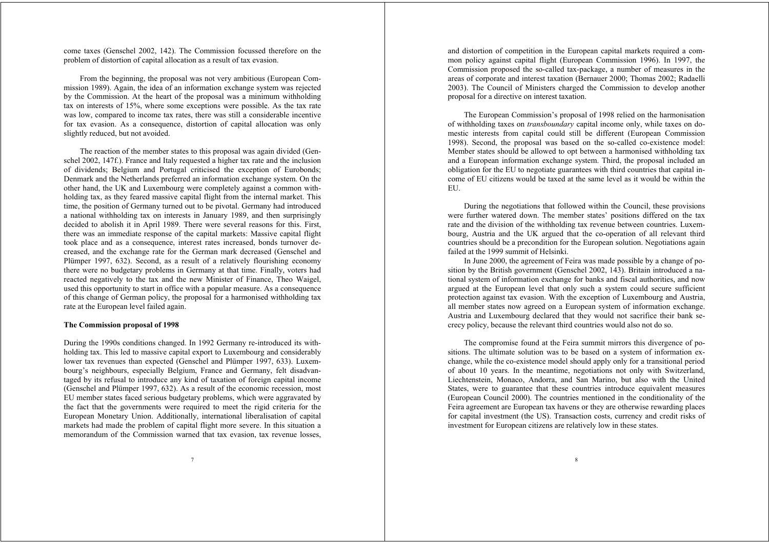come taxes (Genschel 2002, 142). The Commission focussed therefore on the problem of distortion of capital allocation as a result of tax evasion.

From the beginning, the proposal was not very ambitious (European Commission 1989). Again, the idea of an information exchange system was rejected by the Commission. At the heart of the proposal was a minimum withholding tax on interests of 15%, where some exceptions were possible. As the tax rate was low, compared to income tax rates, there was still a considerable incentive for tax evasion. As a consequence, distortion of capital allocation was only slightly reduced, but not avoided.

The reaction of the member states to this proposal was again divided (Genschel 2002, 147f.). France and Italy requested a higher tax rate and the inclusion of dividends; Belgium and Portugal criticised the exception of Eurobonds; Denmark and the Netherlands preferred an information exchange system. On the other hand, the UK and Luxembourg were completely against a common withholding tax, as they feared massive capital flight from the internal market. This time, the position of Germany turned out to be pivotal. Germany had introduced a national withholding tax on interests in January 1989, and then surprisingly decided to abolish it in April 1989. There were several reasons for this. First, there was an immediate response of the capital markets: Massive capital flight took place and as a consequence, interest rates increased, bonds turnover decreased, and the exchange rate for the German mark decreased (Genschel and Plümper 1997, 632). Second, as a result of a relatively flourishing economy there were no budgetary problems in Germany at that time. Finally, voters had reacted negatively to the tax and the new Minister of Finance, Theo Waigel, used this opportunity to start in office with a popular measure. As a consequence of this change of German policy, the proposal for a harmonised withholding tax rate at the European level failed again.

**The Commission proposal of 1998**

During the 1990s conditions changed. In 1992 Germany re-introduced its withholding tax. This led to massive capital export to Luxembourg and considerably lower tax revenues than expected (Genschel and Plümper 1997, 633). Luxembourg's neighbours, especially Belgium, France and Germany, felt disadvantaged by its refusal to introduce any kind of taxation of foreign capital income (Genschel and Plümper 1997, 632). As a result of the economic recession, most EU member states faced serious budgetary problems, which were aggravated by the fact that the governments were required to meet the rigid criteria for the European Monetary Union. Additionally, international liberalisation of capital markets had made the problem of capital flight more severe. In this situation a memorandum of the Commission warned that tax evasion, tax revenue losses, and distortion of competition in the European capital markets required a common policy against capital flight (European Commission 1996). In 1997, the Commission proposed the so-called tax-package, a number of measures in the areas of corporate and interest taxation (Bernauer 2000; Thomas 2002; Radaelli 2003). The Council of Ministers charged the Commission to develop another proposal for a directive on interest taxation.

The European Commission's proposal of 1998 relied on the harmonisation of withholding taxes on *transboundary* capital income only, while taxes on domestic interests from capital could still be different (European Commission 1998). Second, the proposal was based on the so-called co-existence model: Member states should be allowed to opt between a harmonised withholding tax and a European information exchange system. Third, the proposal included an obligation for the EU to negotiate guarantees with third countries that capital income of EU citizens would be taxed at the same level as it would be within the EU.

During the negotiations that followed within the Council, these provisions were further watered down. The member states' positions differed on the tax rate and the division of the withholding tax revenue between countries. Luxembourg, Austria and the UK argued that the co-operation of all relevant third countries should be a precondition for the European solution. Negotiations again failed at the 1999 summit of Helsinki.

In June 2000, the agreement of Feira was made possible by a change of position by the British government (Genschel 2002, 143). Britain introduced a national system of information exchange for banks and fiscal authorities, and now argued at the European level that only such a system could secure sufficient protection against tax evasion. With the exception of Luxembourg and Austria, all member states now agreed on a European system of information exchange. Austria and Luxembourg declared that they would not sacrifice their bank secrecy policy, because the relevant third countries would also not do so.

The compromise found at the Feira summit mirrors this divergence of positions. The ultimate solution was to be based on a system of information exchange, while the co-existence model should apply only for a transitional period of about 10 years. In the meantime, negotiations not only with Switzerland, Liechtenstein, Monaco, Andorra, and San Marino, but also with the United States, were to guarantee that these countries introduce equivalent measures (European Council 2000). The countries mentioned in the conditionality of the Feira agreement are European tax havens or they are otherwise rewarding places for capital investment (the US). Transaction costs, currency and credit risks of investment for European citizens are relatively low in these states.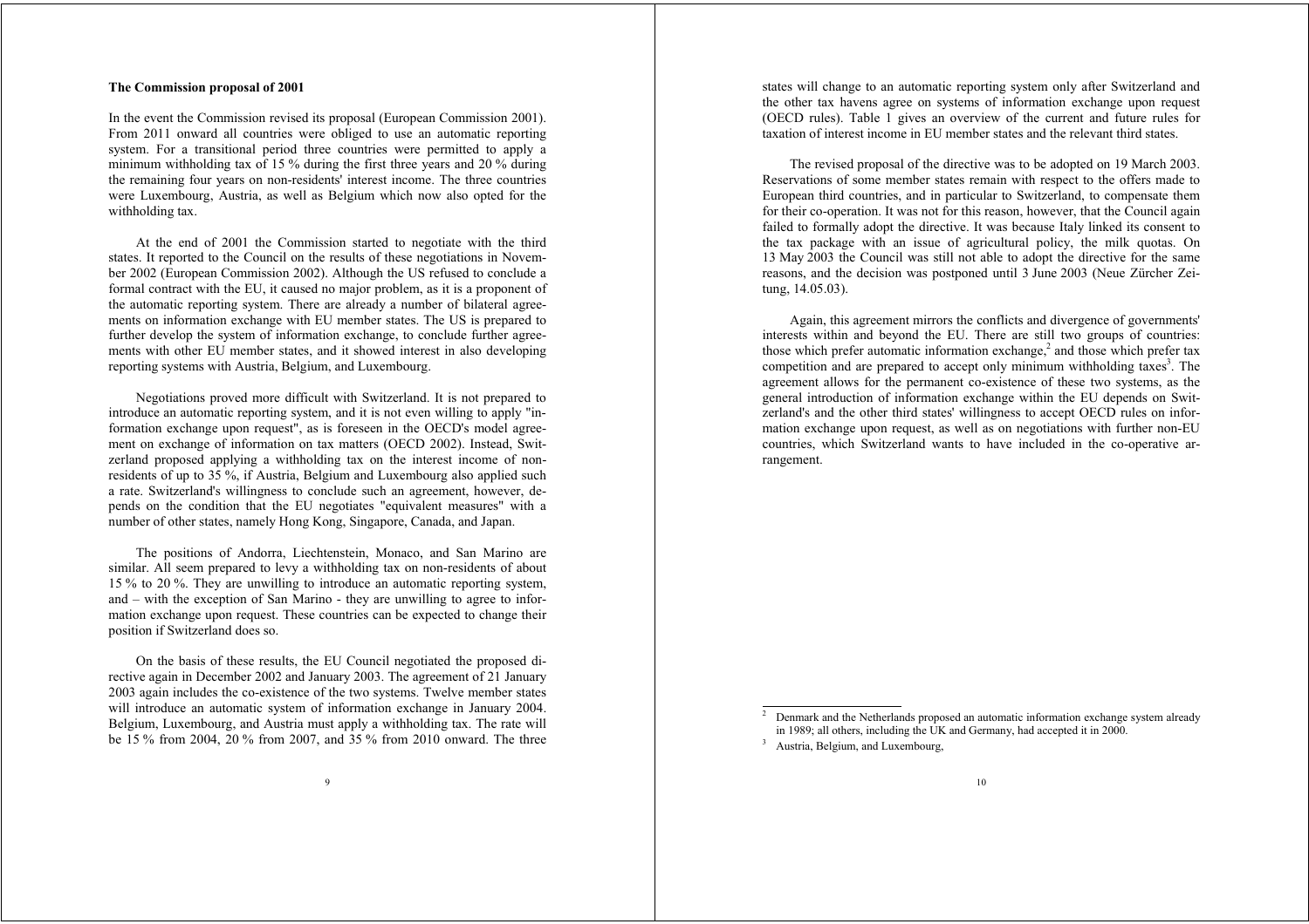### The Commission proposal of 2001

In the event the Commission revised its proposal (European Commission 2001). From 2011 onward all countries were obliged to use an automatic reporting system. For a transitional period three countries were permitted to apply a minimum withholding tax of 15 % during the first three years and 20 % during the remaining four years on non-residents' interest income. The three countries were Luxembourg, Austria, as well as Belgium which now also opted for the withholding tax.

At the end of 2001 the Commission started to negotiate with the third states. It reported to the Council on the results of these negotiations in November 2002 (European Commission 2002). Although the US refused to conclude a formal contract with the EU, it caused no major problem, as it is a proponent of the automatic reporting system. There are already a number of bilateral agreements on information exchange with EU member states. The US is prepared to further develop the system of information exchange, to conclude further agreements with other EU member states, and it showed interest in also developing reporting systems with Austria, Belgium, and Luxembourg.

Negotiations proved more difficult with Switzerland. It is not prepared to introduce an automatic reporting system, and it is not even willing to apply "information exchange upon request", as is foreseen in the OECD's model agreement on exchange of information on tax matters (OECD 2002). Instead, Switzerland proposed applying a withholding tax on the interest income of non-residents of up to 35 %, if Austria, Belgium and Luxembourg also applied such a rate. Switzerland's willingness to conclude such an agreement, however, depends on the condition that the EU negotiates "equivalent measures" with a number of other states, namely Hong Kong, Singapore, Canada, and Japan.

The positions of Andorra, Liechtenstein, Monaco, and San Marino are similar. All seem prepared to levy a withholding tax on non-residents of about 15 % to 20 %. They are unwilling to introduce an automatic reporting system, and – with the exception of San Marino - they are unwilling to agree to information exchange upon request. These countries can be expected to change their position if Switzerland does so.

On the basis of these results, the EU Council negotiated the proposed directive again in December 2002 and January 2003. The agreement of 21 January 2003 again includes the co-existence of the two systems. Twelve member states will introduce an automatic system of information exchange in January 2004. Belgium, Luxembourg, and Austria must apply a withholding tax. The rate will be 15 % from 2004, 20 % from 2007, and 35 % from 2010 onward. The three states will change to an automatic reporting system only after Switzerland and the other tax havens agree on systems of information exchange upon request (OECD rules). Table 1 gives an overview of the current and future rules for taxation of interest income in EU member states and the relevant third states.

The revised proposal of the directive was to be adopted on 19 March 2003. Reservations of some member states remain with respect to the offers made to European third countries, and in particular to Switzerland, to compensate them for their co-operation. It was not for this reason, however, that the Council again failed to formally adopt the directive. It was because Italy linked its consent to the tax package with an issue of agricultural policy, the milk quotas. On 13 May 2003 the Council was still not able to adopt the directive for the same reasons, and the decision was postponed until 3 June 2003 (Neue Zürcher Zeitung, 14.05.03).

Again, this agreement mirrors the conflicts and divergence of governments' interests within and beyond the EU. There are still two groups of countries: those which prefer automatic information exchange,[2] and those which prefer tax competition and are prepared to accept only minimum withholding taxes[3]. The agreement allows for the permanent co-existence of these two systems, as the general introduction of information exchange within the EU depends on Switzerland's and the other third states' willingness to accept OECD rules on information exchange upon request, as well as on negotiations with further non-EU countries, which Switzerland wants to have included in the co-operative arrangement.

---

[2] Denmark and the Netherlands proposed an automatic information exchange system already in 1989; all others, including the UK and Germany, had accepted it in 2000.

[3] Austria, Belgium, and Luxembourg,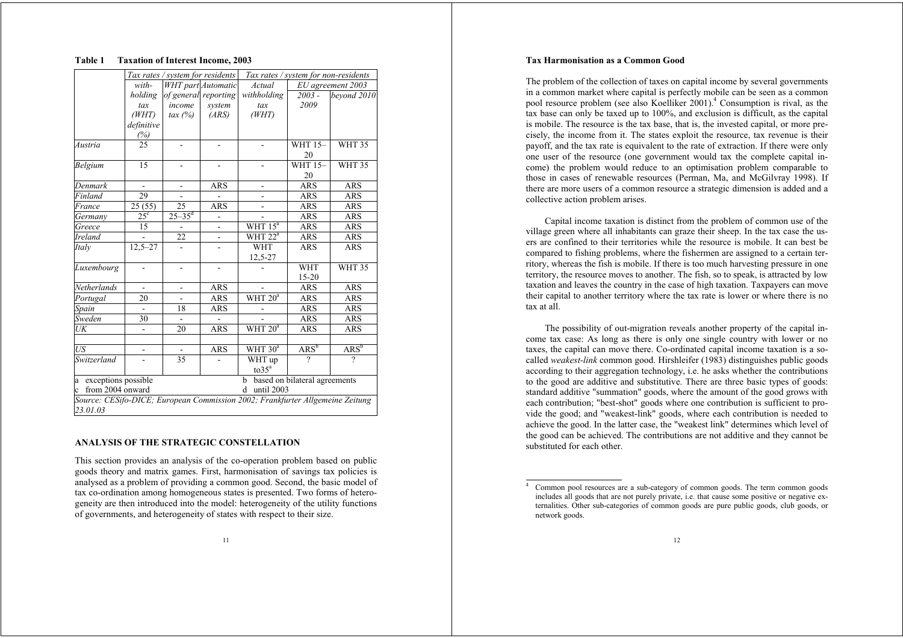**Table 1 Taxation of Interest Income, 2003**

| | *Tax rates / system for residents* | | | *Tax rates / system for non-residents* | | |
|---|---|---|---|---|---|---|
| | *with-holding tax (WHT) definitive (%)* | *WHT part of general income tax (%)* | *Automatic reporting system (ARS)* | *Actual withholding tax (WHT)* | *EU agreement 2003* | |
| | | | | | *2003 - 2009* | *beyond 2010* |
| *Austria* | 25 | - | - | - | WHT 15–20 | WHT 35 |
| *Belgium* | 15 | - | - | - | WHT 15–20 | WHT 35 |
| *Denmark* | - | - | ARS | - | ARS | ARS |
| *Finland* | 29 | - | - | - | ARS | ARS |
| *France* | 25 (55) | 25 | ARS | - | ARS | ARS |
| *Germany* | 25[c] | 25–35[d] | - | - | ARS | ARS |
| *Greece* | 15 | - | - | WHT 15[a] | ARS | ARS |
| *Ireland* | - | 22 | - | WHT 22[a] | ARS | ARS |
| *Italy* | 12,5–27 | - | - | WHT 12,5-27 | ARS | ARS |
| *Luxembourg* | - | - | - | - | WHT 15-20 | WHT 35 |
| *Netherlands* | - | - | ARS | - | ARS | ARS |
| *Portugal* | 20 | - | ARS | WHT 20[a] | ARS | ARS |
| *Spain* | - | 18 | ARS | - | ARS | ARS |
| *Sweden* | 30 | - | - | - | ARS | ARS |
| *UK* | - | 20 | ARS | WHT 20[a] | ARS | ARS |
| | | | | | | |
| *US* | - | - | ARS | WHT 30[a] | ARS[b] | ARS[b] |
| *Switzerland* | - | 35 | - | WHT up to35[a] | ? | ? |

a exceptions possible; b based on bilateral agreements; c from 2004 onward; d until 2003

*Source: CESifo-DICE; European Commission 2002; Frankfurter Allgemeine Zeitung 23.01.03*

## ANALYSIS OF THE STRATEGIC CONSTELLATION

This section provides an analysis of the co-operation problem based on public goods theory and matrix games. First, harmonisation of savings tax policies is analysed as a problem of providing a common good. Second, the basic model of tax co-ordination among homogeneous states is presented. Two forms of heterogeneity are then introduced into the model: heterogeneity of the utility functions of governments, and heterogeneity of states with respect to their size.

### Tax Harmonisation as a Common Good

The problem of the collection of taxes on capital income by several governments in a common market where capital is perfectly mobile can be seen as a common pool resource problem (see also Koelliker 2001).[4] Consumption is rival, as the tax base can only be taxed up to 100%, and exclusion is difficult, as the capital is mobile. The resource is the tax base, that is, the invested capital, or more precisely, the income from it. The states exploit the resource, tax revenue is their payoff, and the tax rate is equivalent to the rate of extraction. If there were only one user of the resource (one government would tax the complete capital income) the problem would reduce to an optimisation problem comparable to those in cases of renewable resources (Perman, Ma, and McGilvray 1998). If there are more users of a common resource a strategic dimension is added and a collective action problem arises.

Capital income taxation is distinct from the problem of common use of the village green where all inhabitants can graze their sheep. In the tax case the users are confined to their territories while the resource is mobile. It can best be compared to fishing problems, where the fishermen are assigned to a certain territory, whereas the fish is mobile. If there is too much harvesting pressure in one territory, the resource moves to another. The fish, so to speak, is attracted by low taxation and leaves the country in the case of high taxation. Taxpayers can move their capital to another territory where the tax rate is lower or where there is no tax at all.

The possibility of out-migration reveals another property of the capital income tax case: As long as there is only one single country with lower or no taxes, the capital can move there. Co-ordinated capital income taxation is a so-called *weakest-link* common good. Hirshleifer (1983) distinguishes public goods according to their aggregation technology, i.e. he asks whether the contributions to the good are additive and substitutive. There are three basic types of goods: standard additive "summation" goods, where the amount of the good grows with each contribution; "best-shot" goods where one contribution is sufficient to provide the good; and "weakest-link" goods, where each contribution is needed to achieve the good. In the latter case, the "weakest link" determines which level of the good can be achieved. The contributions are not additive and they cannot be substituted for each other.

[4] Common pool resources are a sub-category of common goods. The term common goods includes all goods that are not purely private, i.e. that cause some positive or negative externalities. Other sub-categories of common goods are pure public goods, club goods, or network goods.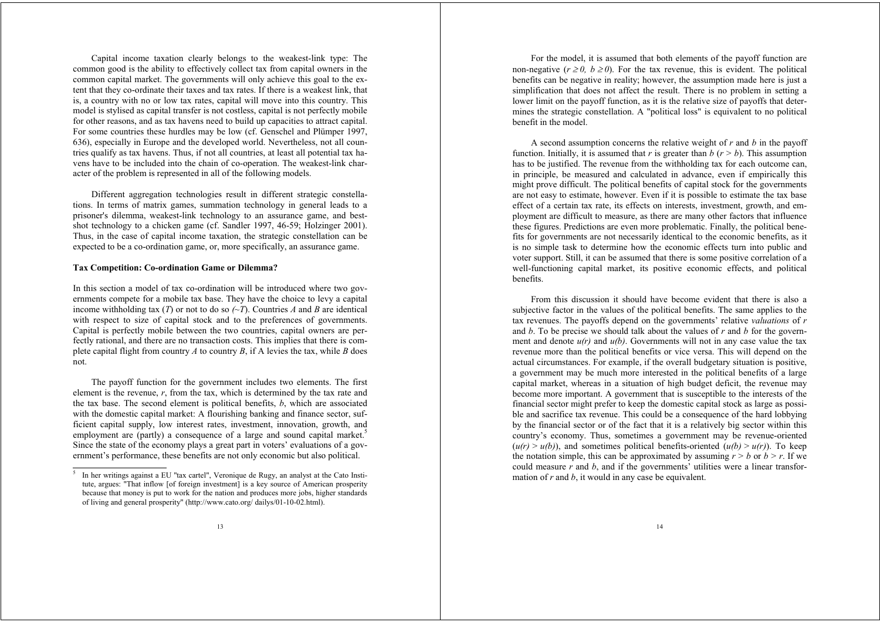Capital income taxation clearly belongs to the weakest-link type: The common good is the ability to effectively collect tax from capital owners in the common capital market. The governments will only achieve this goal to the extent that they co-ordinate their taxes and tax rates. If there is a weakest link, that is, a country with no or low tax rates, capital will move into this country. This model is stylised as capital transfer is not costless, capital is not perfectly mobile for other reasons, and as tax havens need to build up capacities to attract capital. For some countries these hurdles may be low (cf. Genschel and Plümper 1997, 636), especially in Europe and the developed world. Nevertheless, not all countries qualify as tax havens. Thus, if not all countries, at least all potential tax havens have to be included into the chain of co-operation. The weakest-link character of the problem is represented in all of the following models.

Different aggregation technologies result in different strategic constellations. In terms of matrix games, summation technology in general leads to a prisoner's dilemma, weakest-link technology to an assurance game, and best-shot technology to a chicken game (cf. Sandler 1997, 46-59; Holzinger 2001). Thus, in the case of capital income taxation, the strategic constellation can be expected to be a co-ordination game, or, more specifically, an assurance game.

**Tax Competition: Co-ordination Game or Dilemma?**

In this section a model of tax co-ordination will be introduced where two governments compete for a mobile tax base. They have the choice to levy a capital income withholding tax (*T*) or not to do so *(~T*). Countries *A* and *B* are identical with respect to size of capital stock and to the preferences of governments. Capital is perfectly mobile between the two countries, capital owners are perfectly rational, and there are no transaction costs. This implies that there is complete capital flight from country *A* to country *B*, if A levies the tax, while *B* does not.

The payoff function for the government includes two elements. The first element is the revenue, *r*, from the tax, which is determined by the tax rate and the tax base. The second element is political benefits, *b*, which are associated with the domestic capital market: A flourishing banking and finance sector, sufficient capital supply, low interest rates, investment, innovation, growth, and employment are (partly) a consequence of a large and sound capital market.[5] Since the state of the economy plays a great part in voters' evaluations of a government's performance, these benefits are not only economic but also political.

[5] In her writings against a EU "tax cartel", Veronique de Rugy, an analyst at the Cato Institute, argues: "That inflow [of foreign investment] is a key source of American prosperity because that money is put to work for the nation and produces more jobs, higher standards of living and general prosperity" (http://www.cato.org/ dailys/01-10-02.html).

For the model, it is assumed that both elements of the payoff function are non-negative ($r \geq 0,\ b \geq 0$). For the tax revenue, this is evident. The political benefits can be negative in reality; however, the assumption made here is just a simplification that does not affect the result. There is no problem in setting a lower limit on the payoff function, as it is the relative size of payoffs that determines the strategic constellation. A "political loss" is equivalent to no political benefit in the model.

A second assumption concerns the relative weight of *r* and *b* in the payoff function. Initially, it is assumed that *r* is greater than *b* ($r > b$). This assumption has to be justified. The revenue from the withholding tax for each outcome can, in principle, be measured and calculated in advance, even if empirically this might prove difficult. The political benefits of capital stock for the governments are not easy to estimate, however. Even if it is possible to estimate the tax base effect of a certain tax rate, its effects on interests, investment, growth, and employment are difficult to measure, as there are many other factors that influence these figures. Predictions are even more problematic. Finally, the political benefits for governments are not necessarily identical to the economic benefits, as it is no simple task to determine how the economic effects turn into public and voter support. Still, it can be assumed that there is some positive correlation of a well-functioning capital market, its positive economic effects, and political benefits.

From this discussion it should have become evident that there is also a subjective factor in the values of the political benefits. The same applies to the tax revenues. The payoffs depend on the governments' relative *valuations* of *r* and *b*. To be precise we should talk about the values of *r* and *b* for the government and denote $u(r)$ and $u(b)$. Governments will not in any case value the tax revenue more than the political benefits or vice versa. This will depend on the actual circumstances. For example, if the overall budgetary situation is positive, a government may be much more interested in the political benefits of a large capital market, whereas in a situation of high budget deficit, the revenue may become more important. A government that is susceptible to the interests of the financial sector might prefer to keep the domestic capital stock as large as possible and sacrifice tax revenue. This could be a consequence of the hard lobbying by the financial sector or of the fact that it is a relatively big sector within this country's economy. Thus, sometimes a government may be revenue-oriented ($u(r) > u(b)$), and sometimes political benefits-oriented ($u(b) > u(r)$). To keep the notation simple, this can be approximated by assuming $r > b$ or $b > r$. If we could measure *r* and *b*, and if the governments' utilities were a linear transformation of *r* and *b*, it would in any case be equivalent.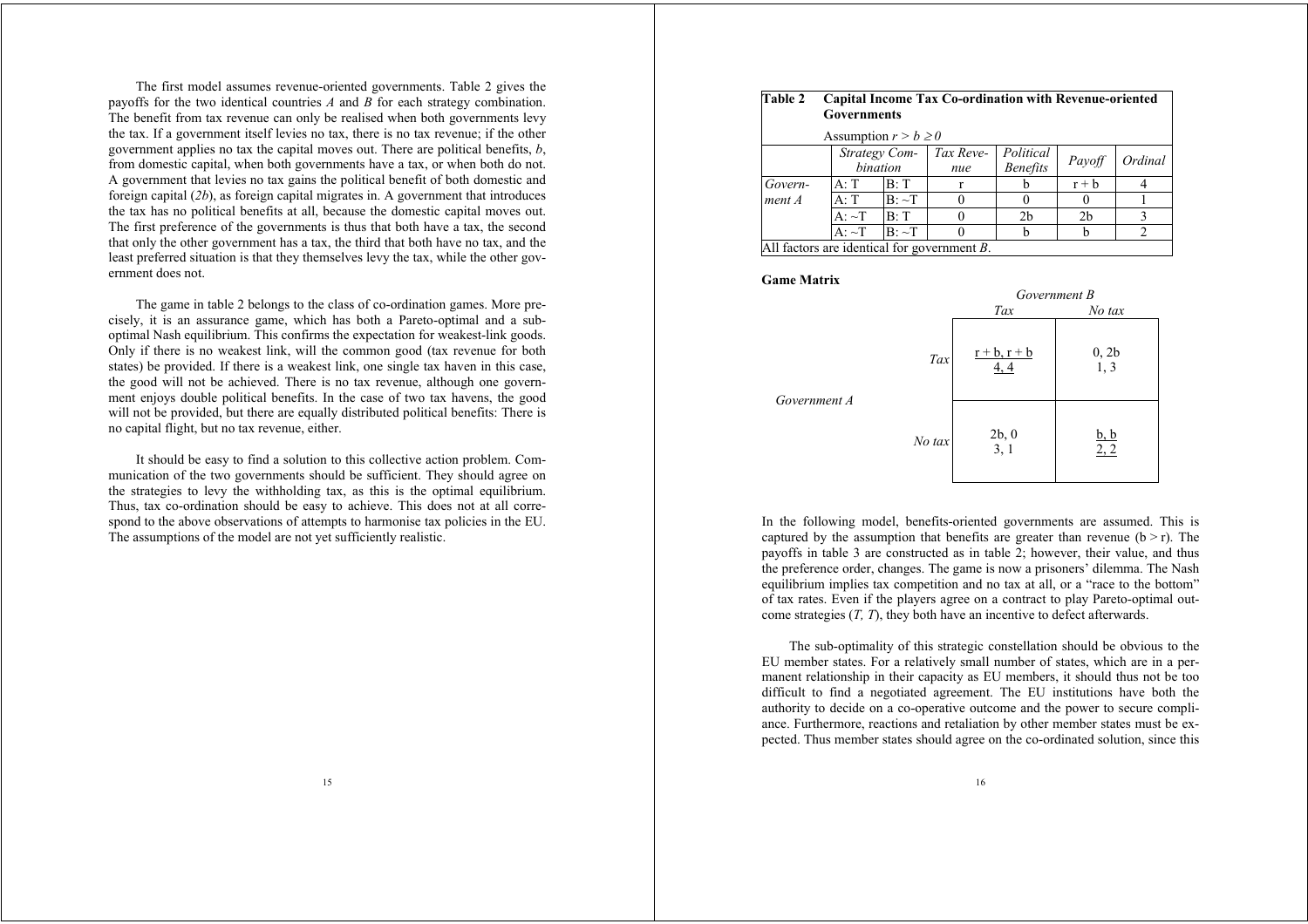The first model assumes revenue-oriented governments. Table 2 gives the payoffs for the two identical countries *A* and *B* for each strategy combination. The benefit from tax revenue can only be realised when both governments levy the tax. If a government itself levies no tax, there is no tax revenue; if the other government applies no tax the capital moves out. There are political benefits, *b*, from domestic capital, when both governments have a tax, or when both do not. A government that levies no tax gains the political benefit of both domestic and foreign capital (*2b*), as foreign capital migrates in. A government that introduces the tax has no political benefits at all, because the domestic capital moves out. The first preference of the governments is thus that both have a tax, the second that only the other government has a tax, the third that both have no tax, and the least preferred situation is that they themselves levy the tax, while the other government does not.

The game in table 2 belongs to the class of co-ordination games. More precisely, it is an assurance game, which has both a Pareto-optimal and a sub-optimal Nash equilibrium. This confirms the expectation for weakest-link goods. Only if there is no weakest link, will the common good (tax revenue for both states) be provided. If there is a weakest link, one single tax haven in this case, the good will not be achieved. There is no tax revenue, although one government enjoys double political benefits. In the case of two tax havens, the good will not be provided, but there are equally distributed political benefits: There is no capital flight, but no tax revenue, either.

It should be easy to find a solution to this collective action problem. Communication of the two governments should be sufficient. They should agree on the strategies to levy the withholding tax, as this is the optimal equilibrium. Thus, tax co-ordination should be easy to achieve. This does not at all correspond to the above observations of attempts to harmonise tax policies in the EU. The assumptions of the model are not yet sufficiently realistic.

**Table 2 Capital Income Tax Co-ordination with Revenue-oriented Governments**

Assumption $r > b \geq 0$

| | *Strategy Combination* | | *Tax Revenue* | *Political Benefits* | *Payoff* | *Ordinal* |
|---|---|---|---|---|---|---|
| *Government A* | A: T | B: T | r | b | r + b | 4 |
| | A: T | B: ~T | 0 | 0 | 0 | 1 |
| | A: ~T | B: T | 0 | 2b | 2b | 3 |
| | A: ~T | B: ~T | 0 | b | b | 2 |

All factors are identical for government *B*.

**Game Matrix**

| | | *Government B*: *Tax* | *Government B*: *No tax* |
|---|---|---|---|
| *Government A* | *Tax* | <u>r + b, r + b</u><br><u>4, 4</u> | 0, 2b<br>1, 3 |
| | *No tax* | 2b, 0<br>3, 1 | <u>b, b</u><br><u>2, 2</u> |

In the following model, benefits-oriented governments are assumed. This is captured by the assumption that benefits are greater than revenue ($b > r$). The payoffs in table 3 are constructed as in table 2; however, their value, and thus the preference order, changes. The game is now a prisoners' dilemma. The Nash equilibrium implies tax competition and no tax at all, or a "race to the bottom" of tax rates. Even if the players agree on a contract to play Pareto-optimal outcome strategies (*T, T*), they both have an incentive to defect afterwards.

The sub-optimality of this strategic constellation should be obvious to the EU member states. For a relatively small number of states, which are in a permanent relationship in their capacity as EU members, it should thus not be too difficult to find a negotiated agreement. The EU institutions have both the authority to decide on a co-operative outcome and the power to secure compliance. Furthermore, reactions and retaliation by other member states must be expected. Thus member states should agree on the co-ordinated solution, since this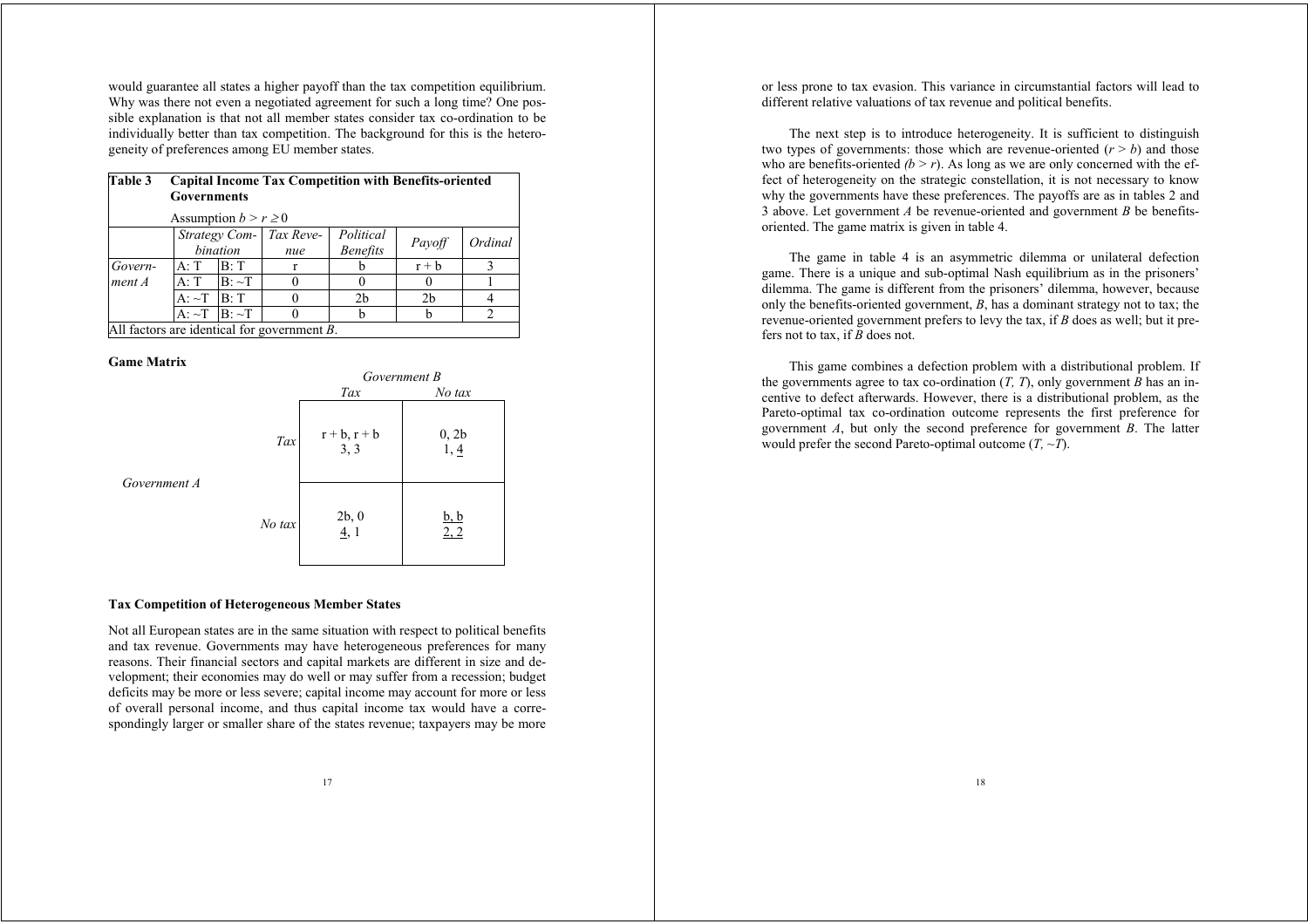would guarantee all states a higher payoff than the tax competition equilibrium. Why was there not even a negotiated agreement for such a long time? One possible explanation is that not all member states consider tax co-ordination to be individually better than tax competition. The background for this is the heterogeneity of preferences among EU member states.

**Table 3 Capital Income Tax Competition with Benefits-oriented Governments**

Assumption $b > r \geq 0$

| | *Strategy Combination* | | *Tax Revenue* | *Political Benefits* | *Payoff* | *Ordinal* |
|---|---|---|---|---|---|---|
| *Government A* | A: T | B: T | r | b | r + b | 3 |
| | A: T | B: ~T | 0 | 0 | 0 | 1 |
| | A: ~T | B: T | 0 | 2b | 2b | 4 |
| | A: ~T | B: ~T | 0 | b | b | 2 |

All factors are identical for government *B*.

**Game Matrix**

| *Government A* \ *Government B* | *Tax* | *No tax* |
|---|---|---|
| *Tax* | r + b, r + b<br>3, 3 | 0, 2b<br>1, 4 |
| *No tax* | 2b, 0<br>4, 1 | b, b<br>2, 2 |

**Tax Competition of Heterogeneous Member States**

Not all European states are in the same situation with respect to political benefits and tax revenue. Governments may have heterogeneous preferences for many reasons. Their financial sectors and capital markets are different in size and development; their economies may do well or may suffer from a recession; budget deficits may be more or less severe; capital income may account for more or less of overall personal income, and thus capital income tax would have a correspondingly larger or smaller share of the states revenue; taxpayers may be more or less prone to tax evasion. This variance in circumstantial factors will lead to different relative valuations of tax revenue and political benefits.

The next step is to introduce heterogeneity. It is sufficient to distinguish two types of governments: those which are revenue-oriented ($r > b$) and those who are benefits-oriented ($b > r$). As long as we are only concerned with the effect of heterogeneity on the strategic constellation, it is not necessary to know why the governments have these preferences. The payoffs are as in tables 2 and 3 above. Let government *A* be revenue-oriented and government *B* be benefits-oriented. The game matrix is given in table 4.

The game in table 4 is an asymmetric dilemma or unilateral defection game. There is a unique and sub-optimal Nash equilibrium as in the prisoners' dilemma. The game is different from the prisoners' dilemma, however, because only the benefits-oriented government, *B*, has a dominant strategy not to tax; the revenue-oriented government prefers to levy the tax, if *B* does as well; but it prefers not to tax, if *B* does not.

This game combines a defection problem with a distributional problem. If the governments agree to tax co-ordination (*T, T*), only government *B* has an incentive to defect afterwards. However, there is a distributional problem, as the Pareto-optimal tax co-ordination outcome represents the first preference for government *A*, but only the second preference for government *B*. The latter would prefer the second Pareto-optimal outcome (*T, ~T*).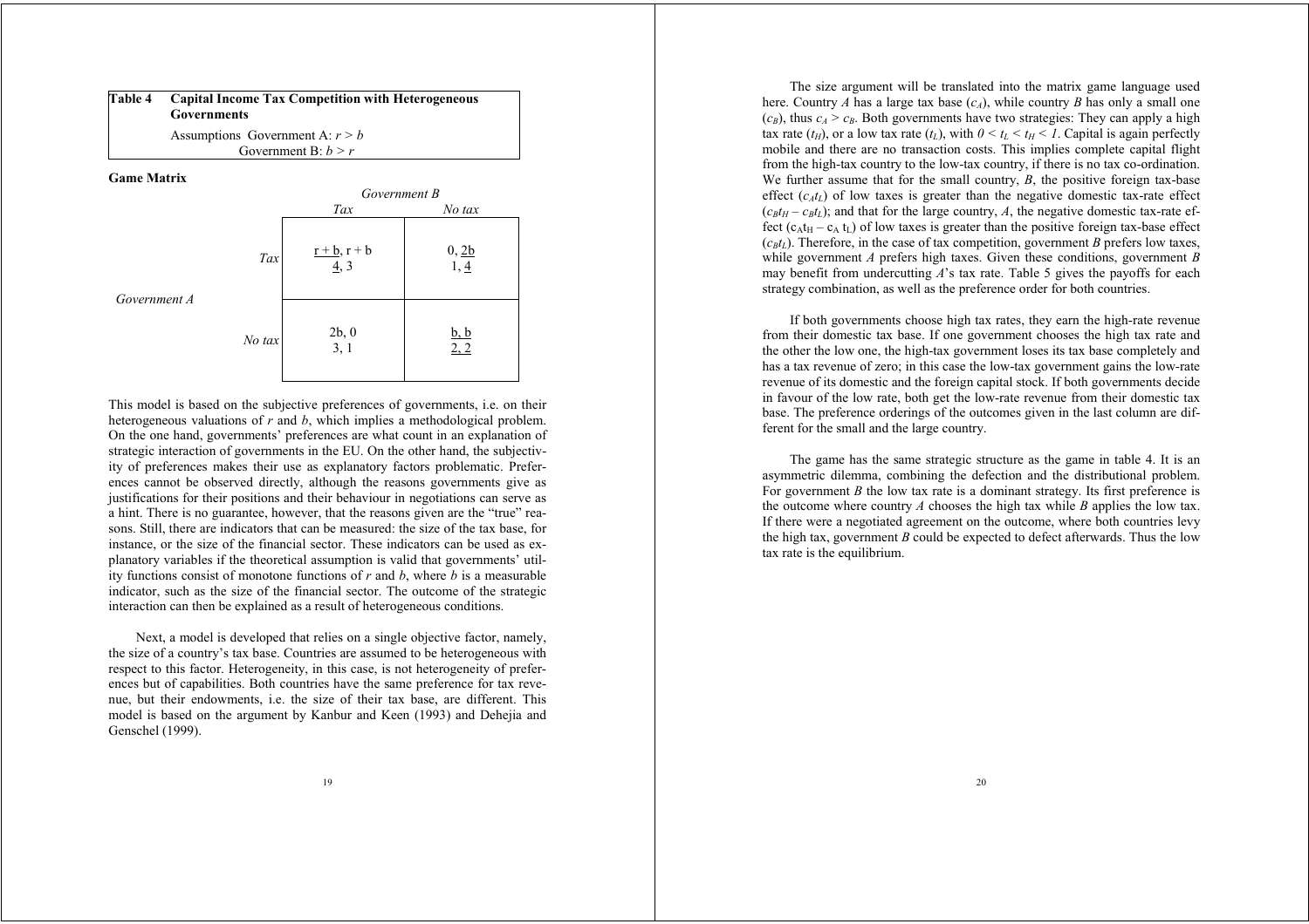**Table 4 Capital Income Tax Competition with Heterogeneous Governments**

Assumptions Government A: $r > b$
Government B: $b > r$

**Game Matrix**

| | | *Government B* | |
|---|---|---|---|
| | | *Tax* | *No tax* |
| *Government A* | *Tax* | r + b, r + b<br>4, 3 | 0, 2b<br>1, 4 |
| | *No tax* | 2b, 0<br>3, 1 | b, b<br>2, 2 |

This model is based on the subjective preferences of governments, i.e. on their heterogeneous valuations of $r$ and $b$, which implies a methodological problem. On the one hand, governments' preferences are what count in an explanation of strategic interaction of governments in the EU. On the other hand, the subjectivity of preferences makes their use as explanatory factors problematic. Preferences cannot be observed directly, although the reasons governments give as justifications for their positions and their behaviour in negotiations can serve as a hint. There is no guarantee, however, that the reasons given are the "true" reasons. Still, there are indicators that can be measured: the size of the tax base, for instance, or the size of the financial sector. These indicators can be used as explanatory variables if the theoretical assumption is valid that governments' utility functions consist of monotone functions of $r$ and $b$, where $b$ is a measurable indicator, such as the size of the financial sector. The outcome of the strategic interaction can then be explained as a result of heterogeneous conditions.

Next, a model is developed that relies on a single objective factor, namely, the size of a country's tax base. Countries are assumed to be heterogeneous with respect to this factor. Heterogeneity, in this case, is not heterogeneity of preferences but of capabilities. Both countries have the same preference for tax revenue, but their endowments, i.e. the size of their tax base, are different. This model is based on the argument by Kanbur and Keen (1993) and Dehejia and Genschel (1999).

The size argument will be translated into the matrix game language used here. Country *A* has a large tax base ($c_A$), while country *B* has only a small one ($c_B$), thus $c_A > c_B$. Both governments have two strategies: They can apply a high tax rate ($t_H$), or a low tax rate ($t_L$), with $0 < t_L < t_H < 1$. Capital is again perfectly mobile and there are no transaction costs. This implies complete capital flight from the high-tax country to the low-tax country, if there is no tax co-ordination. We further assume that for the small country, *B*, the positive foreign tax-base effect ($c_A t_L$) of low taxes is greater than the negative domestic tax-rate effect ($c_B t_H - c_B t_L$); and that for the large country, *A*, the negative domestic tax-rate effect ($c_A t_H - c_A t_L$) of low taxes is greater than the positive foreign tax-base effect ($c_B t_L$). Therefore, in the case of tax competition, government *B* prefers low taxes, while government *A* prefers high taxes. Given these conditions, government *B* may benefit from undercutting *A*'s tax rate. Table 5 gives the payoffs for each strategy combination, as well as the preference order for both countries.

If both governments choose high tax rates, they earn the high-rate revenue from their domestic tax base. If one government chooses the high tax rate and the other the low one, the high-tax government loses its tax base completely and has a tax revenue of zero; in this case the low-tax government gains the low-rate revenue of its domestic and the foreign capital stock. If both governments decide in favour of the low rate, both get the low-rate revenue from their domestic tax base. The preference orderings of the outcomes given in the last column are different for the small and the large country.

The game has the same strategic structure as the game in table 4. It is an asymmetric dilemma, combining the defection and the distributional problem. For government *B* the low tax rate is a dominant strategy. Its first preference is the outcome where country *A* chooses the high tax while *B* applies the low tax. If there were a negotiated agreement on the outcome, where both countries levy the high tax, government *B* could be expected to defect afterwards. Thus the low tax rate is the equilibrium.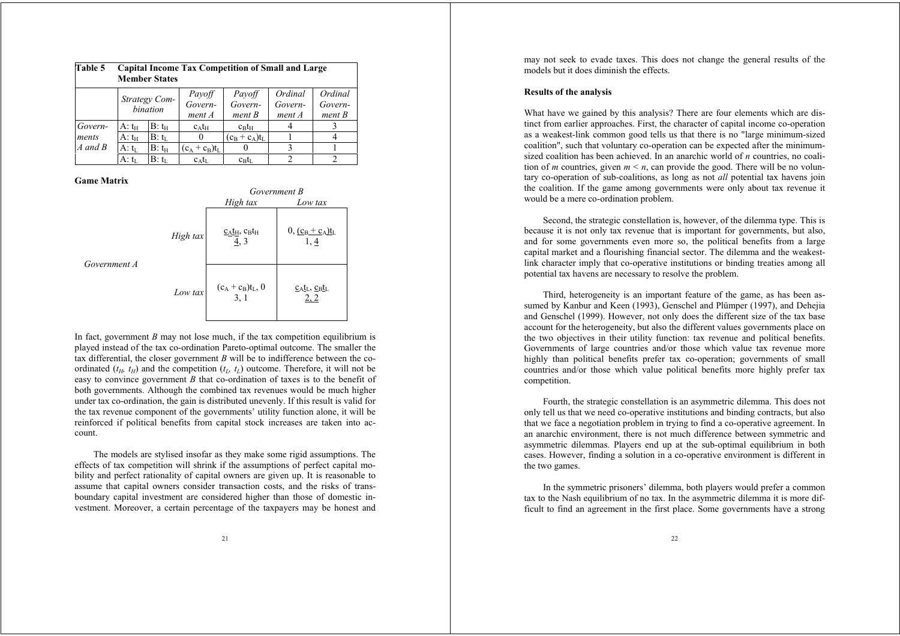**Table 5 Capital Income Tax Competition of Small and Large Member States**

| | Strategy Combination | | Payoff Government A | Payoff Government B | Ordinal Government A | Ordinal Government B |
|---|---|---|---|---|---|---|
| Governments A and B | A: $t_H$ | B: $t_H$ | $c_A t_H$ | $c_B t_H$ | 4 | 3 |
| | A: $t_H$ | B: $t_L$ | 0 | $(c_B + c_A)t_L$ | 1 | 4 |
| | A: $t_L$ | B: $t_H$ | $(c_A + c_B)t_L$ | 0 | 3 | 1 |
| | A: $t_L$ | B: $t_L$ | $c_A t_L$ | $c_B t_L$ | 2 | 2 |

**Game Matrix**

| | | Government B: *High tax* | Government B: *Low tax* |
|---|---|---|---|
| Government A | *High tax* | $\underline{c_A t_H}$, $c_B t_H$<br>$\underline{4}$, 3 | 0, $\underline{(c_B + c_A)t_L}$<br>1, $\underline{4}$ |
| | *Low tax* | $(c_A + c_B)t_L$, 0<br>3, 1 | $\underline{c_A t_L}$, $\underline{c_B t_L}$<br>$\underline{2}$, $\underline{2}$ |

In fact, government *B* may not lose much, if the tax competition equilibrium is played instead of the tax co-ordination Pareto-optimal outcome. The smaller the tax differential, the closer government *B* will be to indifference between the co-ordinated ($t_H$, $t_H$) and the competition ($t_L$, $t_L$) outcome. Therefore, it will not be easy to convince government *B* that co-ordination of taxes is to the benefit of both governments. Although the combined tax revenues would be much higher under tax co-ordination, the gain is distributed unevenly. If this result is valid for the tax revenue component of the governments' utility function alone, it will be reinforced if political benefits from capital stock increases are taken into account.

The models are stylised insofar as they make some rigid assumptions. The effects of tax competition will shrink if the assumptions of perfect capital mobility and perfect rationality of capital owners are given up. It is reasonable to assume that capital owners consider transaction costs, and the risks of trans-boundary capital investment are considered higher than those of domestic investment. Moreover, a certain percentage of the taxpayers may be honest and may not seek to evade taxes. This does not change the general results of the models but it does diminish the effects.

**Results of the analysis**

What have we gained by this analysis? There are four elements which are distinct from earlier approaches. First, the character of capital income co-operation as a weakest-link common good tells us that there is no "large minimum-sized coalition", such that voluntary co-operation can be expected after the minimum-sized coalition has been achieved. In an anarchic world of *n* countries, no coalition of *m* countries, given $m < n$, can provide the good. There will be no voluntary co-operation of sub-coalitions, as long as not *all* potential tax havens join the coalition. If the game among governments were only about tax revenue it would be a mere co-ordination problem.

Second, the strategic constellation is, however, of the dilemma type. This is because it is not only tax revenue that is important for governments, but also, and for some governments even more so, the political benefits from a large capital market and a flourishing financial sector. The dilemma and the weakest-link character imply that co-operative institutions or binding treaties among all potential tax havens are necessary to resolve the problem.

Third, heterogeneity is an important feature of the game, as has been assumed by Kanbur and Keen (1993), Genschel and Plümper (1997), and Dehejia and Genschel (1999). However, not only does the different size of the tax base account for the heterogeneity, but also the different values governments place on the two objectives in their utility function: tax revenue and political benefits. Governments of large countries and/or those which value tax revenue more highly than political benefits prefer tax co-operation; governments of small countries and/or those which value political benefits more highly prefer tax competition.

Fourth, the strategic constellation is an asymmetric dilemma. This does not only tell us that we need co-operative institutions and binding contracts, but also that we face a negotiation problem in trying to find a co-operative agreement. In an anarchic environment, there is not much difference between symmetric and asymmetric dilemmas. Players end up at the sub-optimal equilibrium in both cases. However, finding a solution in a co-operative environment is different in the two games.

In the symmetric prisoners' dilemma, both players would prefer a common tax to the Nash equilibrium of no tax. In the asymmetric dilemma it is more difficult to find an agreement in the first place. Some governments have a strong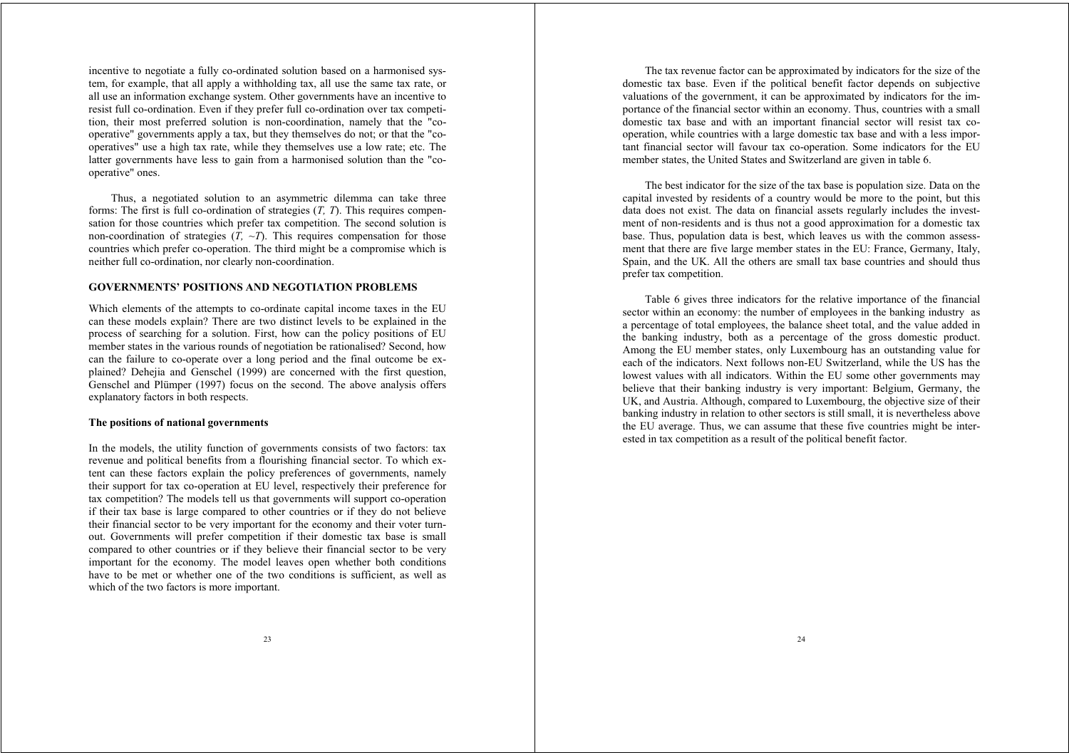incentive to negotiate a fully co-ordinated solution based on a harmonised system, for example, that all apply a withholding tax, all use the same tax rate, or all use an information exchange system. Other governments have an incentive to resist full co-ordination. Even if they prefer full co-ordination over tax competition, their most preferred solution is non-coordination, namely that the "co-operative" governments apply a tax, but they themselves do not; or that the "co-operatives" use a high tax rate, while they themselves use a low rate; etc. The latter governments have less to gain from a harmonised solution than the "co-operative" ones.

Thus, a negotiated solution to an asymmetric dilemma can take three forms: The first is full co-ordination of strategies (*T, T*). This requires compensation for those countries which prefer tax competition. The second solution is non-coordination of strategies (*T, ~T*). This requires compensation for those countries which prefer co-operation. The third might be a compromise which is neither full co-ordination, nor clearly non-coordination.

## GOVERNMENTS' POSITIONS AND NEGOTIATION PROBLEMS

Which elements of the attempts to co-ordinate capital income taxes in the EU can these models explain? There are two distinct levels to be explained in the process of searching for a solution. First, how can the policy positions of EU member states in the various rounds of negotiation be rationalised? Second, how can the failure to co-operate over a long period and the final outcome be explained? Dehejia and Genschel (1999) are concerned with the first question, Genschel and Plümper (1997) focus on the second. The above analysis offers explanatory factors in both respects.

### The positions of national governments

In the models, the utility function of governments consists of two factors: tax revenue and political benefits from a flourishing financial sector. To which extent can these factors explain the policy preferences of governments, namely their support for tax co-operation at EU level, respectively their preference for tax competition? The models tell us that governments will support co-operation if their tax base is large compared to other countries or if they do not believe their financial sector to be very important for the economy and their voter turnout. Governments will prefer competition if their domestic tax base is small compared to other countries or if they believe their financial sector to be very important for the economy. The model leaves open whether both conditions have to be met or whether one of the two conditions is sufficient, as well as which of the two factors is more important.

The tax revenue factor can be approximated by indicators for the size of the domestic tax base. Even if the political benefit factor depends on subjective valuations of the government, it can be approximated by indicators for the importance of the financial sector within an economy. Thus, countries with a small domestic tax base and with an important financial sector will resist tax co-operation, while countries with a large domestic tax base and with a less important financial sector will favour tax co-operation. Some indicators for the EU member states, the United States and Switzerland are given in table 6.

The best indicator for the size of the tax base is population size. Data on the capital invested by residents of a country would be more to the point, but this data does not exist. The data on financial assets regularly includes the investment of non-residents and is thus not a good approximation for a domestic tax base. Thus, population data is best, which leaves us with the common assessment that there are five large member states in the EU: France, Germany, Italy, Spain, and the UK. All the others are small tax base countries and should thus prefer tax competition.

Table 6 gives three indicators for the relative importance of the financial sector within an economy: the number of employees in the banking industry as a percentage of total employees, the balance sheet total, and the value added in the banking industry, both as a percentage of the gross domestic product. Among the EU member states, only Luxembourg has an outstanding value for each of the indicators. Next follows non-EU Switzerland, while the US has the lowest values with all indicators. Within the EU some other governments may believe that their banking industry is very important: Belgium, Germany, the UK, and Austria. Although, compared to Luxembourg, the objective size of their banking industry in relation to other sectors is still small, it is nevertheless above the EU average. Thus, we can assume that these five countries might be interested in tax competition as a result of the political benefit factor.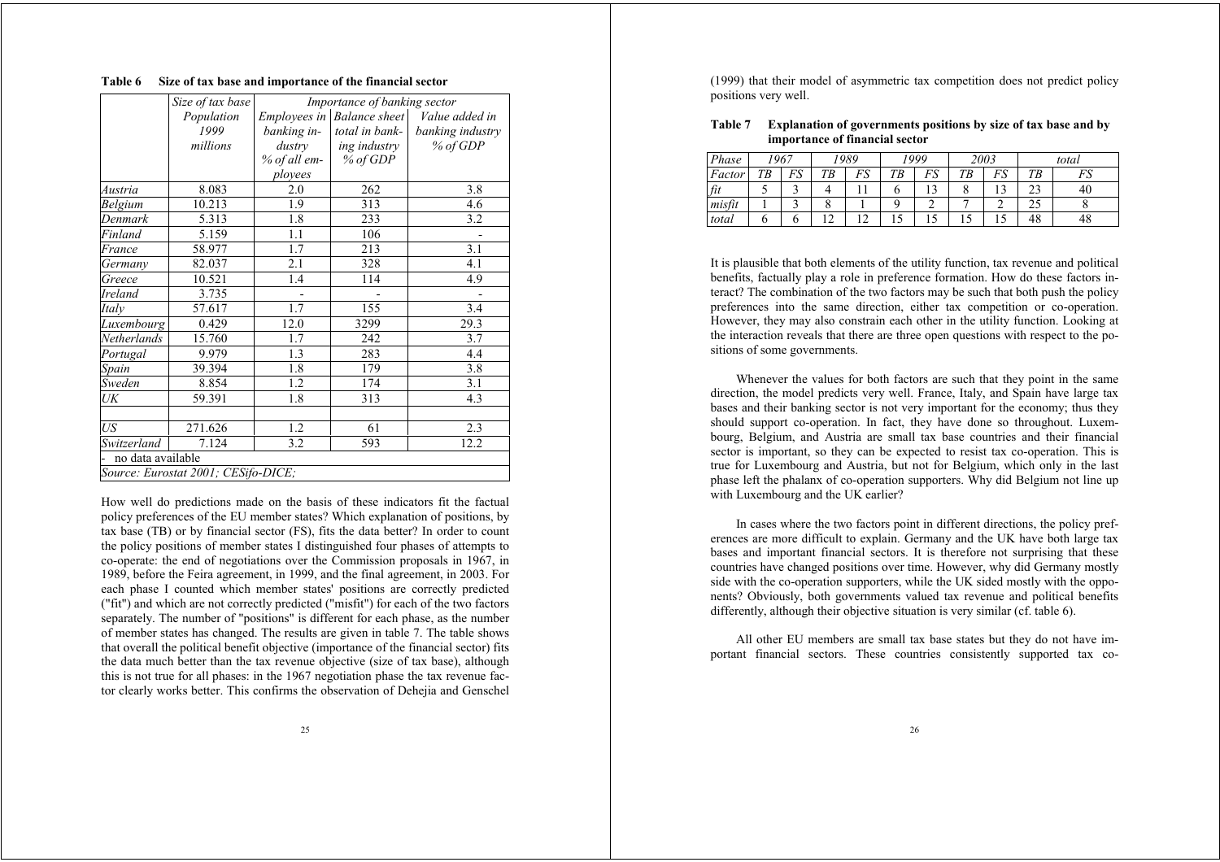**Table 6 Size of tax base and importance of the financial sector**

| | *Size of tax base* | *Importance of banking sector* | | |
|---|---|---|---|---|
| | *Population 1999 millions* | *Employees in banking industry % of all employees* | *Balance sheet total in banking industry % of GDP* | *Value added in banking industry % of GDP* |
| *Austria* | 8.083 | 2.0 | 262 | 3.8 |
| *Belgium* | 10.213 | 1.9 | 313 | 4.6 |
| *Denmark* | 5.313 | 1.8 | 233 | 3.2 |
| *Finland* | 5.159 | 1.1 | 106 | - |
| *France* | 58.977 | 1.7 | 213 | 3.1 |
| *Germany* | 82.037 | 2.1 | 328 | 4.1 |
| *Greece* | 10.521 | 1.4 | 114 | 4.9 |
| *Ireland* | 3.735 | - | - | - |
| *Italy* | 57.617 | 1.7 | 155 | 3.4 |
| *Luxembourg* | 0.429 | 12.0 | 3299 | 29.3 |
| *Netherlands* | 15.760 | 1.7 | 242 | 3.7 |
| *Portugal* | 9.979 | 1.3 | 283 | 4.4 |
| *Spain* | 39.394 | 1.8 | 179 | 3.8 |
| *Sweden* | 8.854 | 1.2 | 174 | 3.1 |
| *UK* | 59.391 | 1.8 | 313 | 4.3 |
| | | | | |
| *US* | 271.626 | 1.2 | 61 | 2.3 |
| *Switzerland* | 7.124 | 3.2 | 593 | 12.2 |

\- no data available

*Source: Eurostat 2001; CESifo-DICE;*

How well do predictions made on the basis of these indicators fit the factual policy preferences of the EU member states? Which explanation of positions, by tax base (TB) or by financial sector (FS), fits the data better? In order to count the policy positions of member states I distinguished four phases of attempts to co-operate: the end of negotiations over the Commission proposals in 1967, in 1989, before the Feira agreement, in 1999, and the final agreement, in 2003. For each phase I counted which member states' positions are correctly predicted ("fit") and which are not correctly predicted ("misfit") for each of the two factors separately. The number of "positions" is different for each phase, as the number of member states has changed. The results are given in table 7. The table shows that overall the political benefit objective (importance of the financial sector) fits the data much better than the tax revenue objective (size of tax base), although this is not true for all phases: in the 1967 negotiation phase the tax revenue factor clearly works better. This confirms the observation of Dehejia and Genschel (1999) that their model of asymmetric tax competition does not predict policy positions very well.

**Table 7 Explanation of governments positions by size of tax base and by importance of financial sector**

| *Phase* | *1967* | | *1989* | | *1999* | | *2003* | | *total* | |
|---|---|---|---|---|---|---|---|---|---|---|
| *Factor* | *TB* | *FS* | *TB* | *FS* | *TB* | *FS* | *TB* | *FS* | *TB* | *FS* |
| *fit* | 5 | 3 | 4 | 11 | 6 | 13 | 8 | 13 | 23 | 40 |
| *misfit* | 1 | 3 | 8 | 1 | 9 | 2 | 7 | 2 | 25 | 8 |
| *total* | 6 | 6 | 12 | 12 | 15 | 15 | 15 | 15 | 48 | 48 |

It is plausible that both elements of the utility function, tax revenue and political benefits, factually play a role in preference formation. How do these factors interact? The combination of the two factors may be such that both push the policy preferences into the same direction, either tax competition or co-operation. However, they may also constrain each other in the utility function. Looking at the interaction reveals that there are three open questions with respect to the positions of some governments.

Whenever the values for both factors are such that they point in the same direction, the model predicts very well. France, Italy, and Spain have large tax bases and their banking sector is not very important for the economy; thus they should support co-operation. In fact, they have done so throughout. Luxembourg, Belgium, and Austria are small tax base countries and their financial sector is important, so they can be expected to resist tax co-operation. This is true for Luxembourg and Austria, but not for Belgium, which only in the last phase left the phalanx of co-operation supporters. Why did Belgium not line up with Luxembourg and the UK earlier?

In cases where the two factors point in different directions, the policy preferences are more difficult to explain. Germany and the UK have both large tax bases and important financial sectors. It is therefore not surprising that these countries have changed positions over time. However, why did Germany mostly side with the co-operation supporters, while the UK sided mostly with the opponents? Obviously, both governments valued tax revenue and political benefits differently, although their objective situation is very similar (cf. table 6).

All other EU members are small tax base states but they do not have important financial sectors. These countries consistently supported tax co-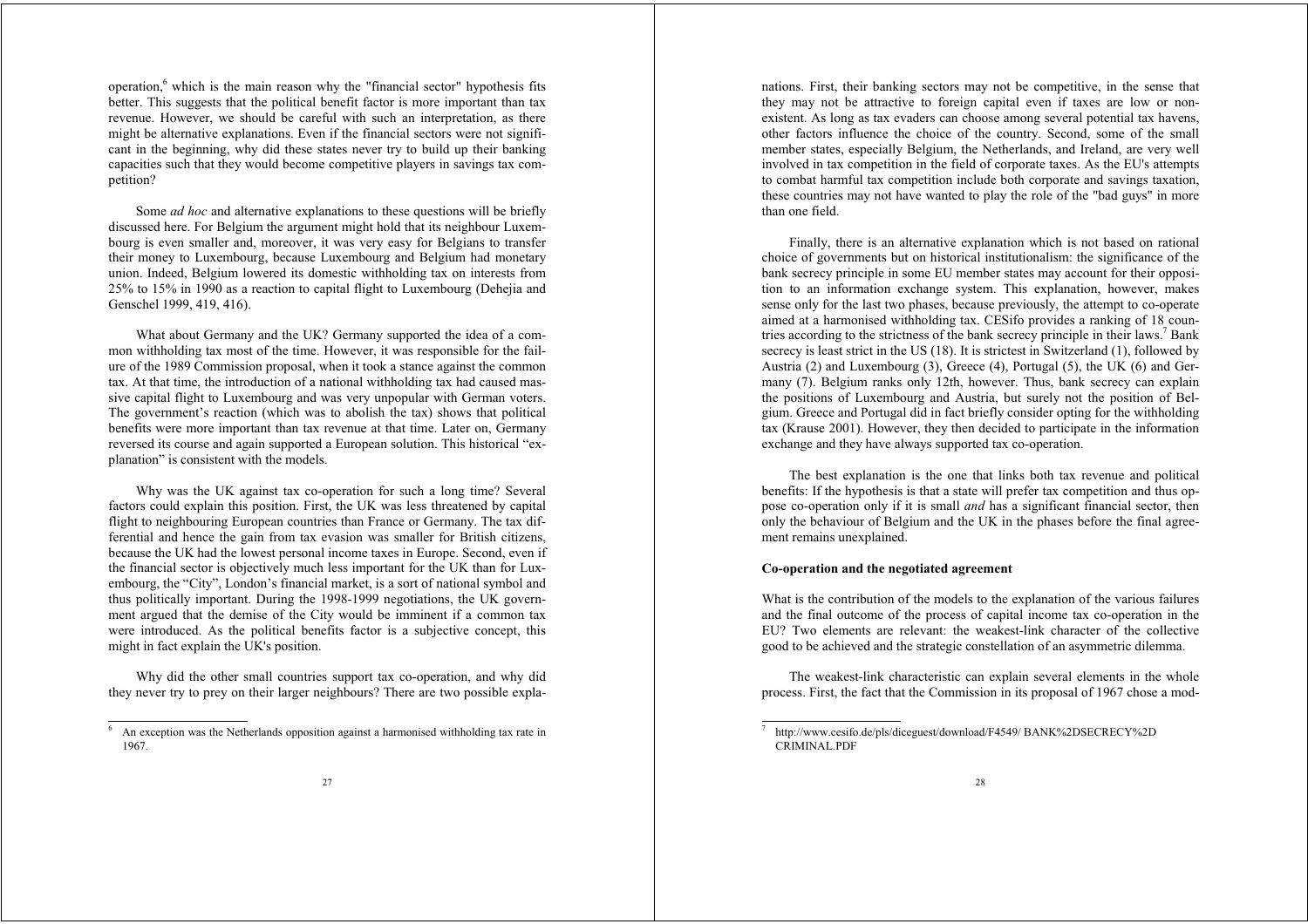operation,[6] which is the main reason why the "financial sector" hypothesis fits better. This suggests that the political benefit factor is more important than tax revenue. However, we should be careful with such an interpretation, as there might be alternative explanations. Even if the financial sectors were not significant in the beginning, why did these states never try to build up their banking capacities such that they would become competitive players in savings tax competition?

Some *ad hoc* and alternative explanations to these questions will be briefly discussed here. For Belgium the argument might hold that its neighbour Luxembourg is even smaller and, moreover, it was very easy for Belgians to transfer their money to Luxembourg, because Luxembourg and Belgium had monetary union. Indeed, Belgium lowered its domestic withholding tax on interests from 25% to 15% in 1990 as a reaction to capital flight to Luxembourg (Dehejia and Genschel 1999, 419, 416).

What about Germany and the UK? Germany supported the idea of a common withholding tax most of the time. However, it was responsible for the failure of the 1989 Commission proposal, when it took a stance against the common tax. At that time, the introduction of a national withholding tax had caused massive capital flight to Luxembourg and was very unpopular with German voters. The government's reaction (which was to abolish the tax) shows that political benefits were more important than tax revenue at that time. Later on, Germany reversed its course and again supported a European solution. This historical "explanation" is consistent with the models.

Why was the UK against tax co-operation for such a long time? Several factors could explain this position. First, the UK was less threatened by capital flight to neighbouring European countries than France or Germany. The tax differential and hence the gain from tax evasion was smaller for British citizens, because the UK had the lowest personal income taxes in Europe. Second, even if the financial sector is objectively much less important for the UK than for Luxembourg, the "City", London's financial market, is a sort of national symbol and thus politically important. During the 1998-1999 negotiations, the UK government argued that the demise of the City would be imminent if a common tax were introduced. As the political benefits factor is a subjective concept, this might in fact explain the UK's position.

Why did the other small countries support tax co-operation, and why did they never try to prey on their larger neighbours? There are two possible explanations. First, their banking sectors may not be competitive, in the sense that they may not be attractive to foreign capital even if taxes are low or nonexistent. As long as tax evaders can choose among several potential tax havens, other factors influence the choice of the country. Second, some of the small member states, especially Belgium, the Netherlands, and Ireland, are very well involved in tax competition in the field of corporate taxes. As the EU's attempts to combat harmful tax competition include both corporate and savings taxation, these countries may not have wanted to play the role of the "bad guys" in more than one field.

Finally, there is an alternative explanation which is not based on rational choice of governments but on historical institutionalism: the significance of the bank secrecy principle in some EU member states may account for their opposition to an information exchange system. This explanation, however, makes sense only for the last two phases, because previously, the attempt to co-operate aimed at a harmonised withholding tax. CESifo provides a ranking of 18 countries according to the strictness of the bank secrecy principle in their laws.[7] Bank secrecy is least strict in the US (18). It is strictest in Switzerland (1), followed by Austria (2) and Luxembourg (3), Greece (4), Portugal (5), the UK (6) and Germany (7). Belgium ranks only 12th, however. Thus, bank secrecy can explain the positions of Luxembourg and Austria, but surely not the position of Belgium. Greece and Portugal did in fact briefly consider opting for the withholding tax (Krause 2001). However, they then decided to participate in the information exchange and they have always supported tax co-operation.

The best explanation is the one that links both tax revenue and political benefits: If the hypothesis is that a state will prefer tax competition and thus oppose co-operation only if it is small *and* has a significant financial sector, then only the behaviour of Belgium and the UK in the phases before the final agreement remains unexplained.

**Co-operation and the negotiated agreement**

What is the contribution of the models to the explanation of the various failures and the final outcome of the process of capital income tax co-operation in the EU? Two elements are relevant: the weakest-link character of the collective good to be achieved and the strategic constellation of an asymmetric dilemma.

The weakest-link characteristic can explain several elements in the whole process. First, the fact that the Commission in its proposal of 1967 chose a mod-

---

[6] An exception was the Netherlands opposition against a harmonised withholding tax rate in 1967.

[7] http://www.cesifo.de/pls/diceguest/download/F4549/ BANK%2DSECRECY%2D CRIMINAL.PDF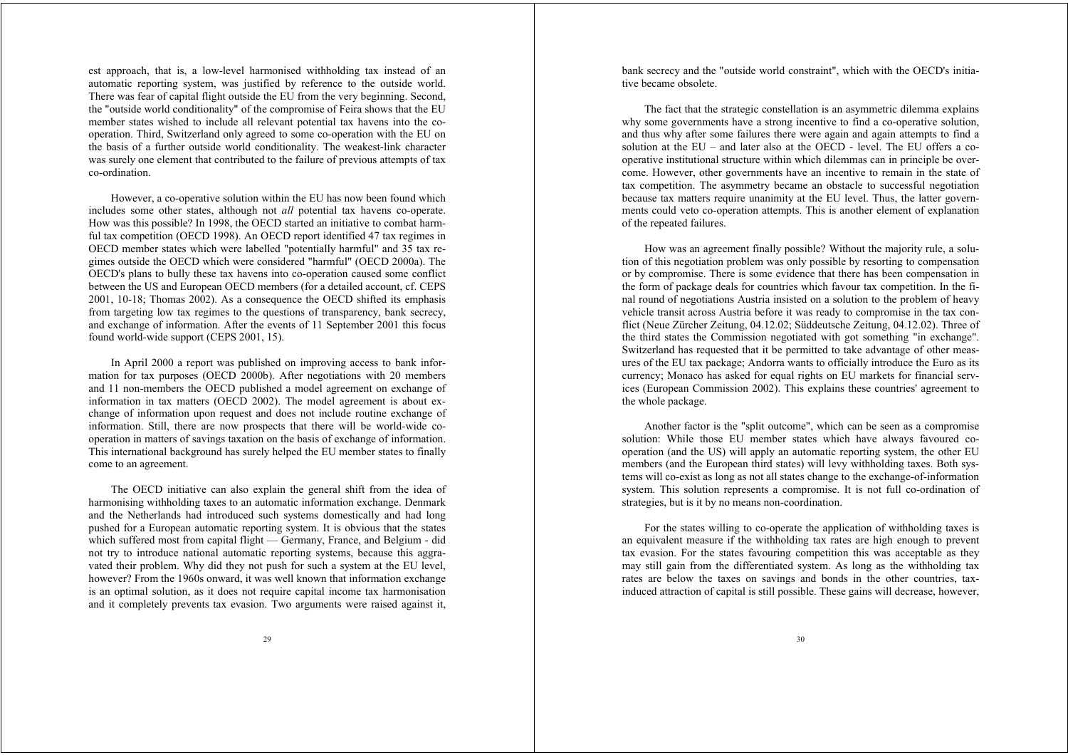est approach, that is, a low-level harmonised withholding tax instead of an automatic reporting system, was justified by reference to the outside world. There was fear of capital flight outside the EU from the very beginning. Second, the "outside world conditionality" of the compromise of Feira shows that the EU member states wished to include all relevant potential tax havens into the co-operation. Third, Switzerland only agreed to some co-operation with the EU on the basis of a further outside world conditionality. The weakest-link character was surely one element that contributed to the failure of previous attempts of tax co-ordination.

However, a co-operative solution within the EU has now been found which includes some other states, although not *all* potential tax havens co-operate. How was this possible? In 1998, the OECD started an initiative to combat harmful tax competition (OECD 1998). An OECD report identified 47 tax regimes in OECD member states which were labelled "potentially harmful" and 35 tax regimes outside the OECD which were considered "harmful" (OECD 2000a). The OECD's plans to bully these tax havens into co-operation caused some conflict between the US and European OECD members (for a detailed account, cf. CEPS 2001, 10-18; Thomas 2002). As a consequence the OECD shifted its emphasis from targeting low tax regimes to the questions of transparency, bank secrecy, and exchange of information. After the events of 11 September 2001 this focus found world-wide support (CEPS 2001, 15).

In April 2000 a report was published on improving access to bank information for tax purposes (OECD 2000b). After negotiations with 20 members and 11 non-members the OECD published a model agreement on exchange of information in tax matters (OECD 2002). The model agreement is about exchange of information upon request and does not include routine exchange of information. Still, there are now prospects that there will be world-wide co-operation in matters of savings taxation on the basis of exchange of information. This international background has surely helped the EU member states to finally come to an agreement.

The OECD initiative can also explain the general shift from the idea of harmonising withholding taxes to an automatic information exchange. Denmark and the Netherlands had introduced such systems domestically and had long pushed for a European automatic reporting system. It is obvious that the states which suffered most from capital flight — Germany, France, and Belgium - did not try to introduce national automatic reporting systems, because this aggravated their problem. Why did they not push for such a system at the EU level, however? From the 1960s onward, it was well known that information exchange is an optimal solution, as it does not require capital income tax harmonisation and it completely prevents tax evasion. Two arguments were raised against it, bank secrecy and the "outside world constraint", which with the OECD's initiative became obsolete.

The fact that the strategic constellation is an asymmetric dilemma explains why some governments have a strong incentive to find a co-operative solution, and thus why after some failures there were again and again attempts to find a solution at the EU – and later also at the OECD - level. The EU offers a co-operative institutional structure within which dilemmas can in principle be overcome. However, other governments have an incentive to remain in the state of tax competition. The asymmetry became an obstacle to successful negotiation because tax matters require unanimity at the EU level. Thus, the latter governments could veto co-operation attempts. This is another element of explanation of the repeated failures.

How was an agreement finally possible? Without the majority rule, a solution of this negotiation problem was only possible by resorting to compensation or by compromise. There is some evidence that there has been compensation in the form of package deals for countries which favour tax competition. In the final round of negotiations Austria insisted on a solution to the problem of heavy vehicle transit across Austria before it was ready to compromise in the tax conflict (Neue Zürcher Zeitung, 04.12.02; Süddeutsche Zeitung, 04.12.02). Three of the third states the Commission negotiated with got something "in exchange". Switzerland has requested that it be permitted to take advantage of other measures of the EU tax package; Andorra wants to officially introduce the Euro as its currency; Monaco has asked for equal rights on EU markets for financial services (European Commission 2002). This explains these countries' agreement to the whole package.

Another factor is the "split outcome", which can be seen as a compromise solution: While those EU member states which have always favoured co-operation (and the US) will apply an automatic reporting system, the other EU members (and the European third states) will levy withholding taxes. Both systems will co-exist as long as not all states change to the exchange-of-information system. This solution represents a compromise. It is not full co-ordination of strategies, but is it by no means non-coordination.

For the states willing to co-operate the application of withholding taxes is an equivalent measure if the withholding tax rates are high enough to prevent tax evasion. For the states favouring competition this was acceptable as they may still gain from the differentiated system. As long as the withholding tax rates are below the taxes on savings and bonds in the other countries, tax-induced attraction of capital is still possible. These gains will decrease, however,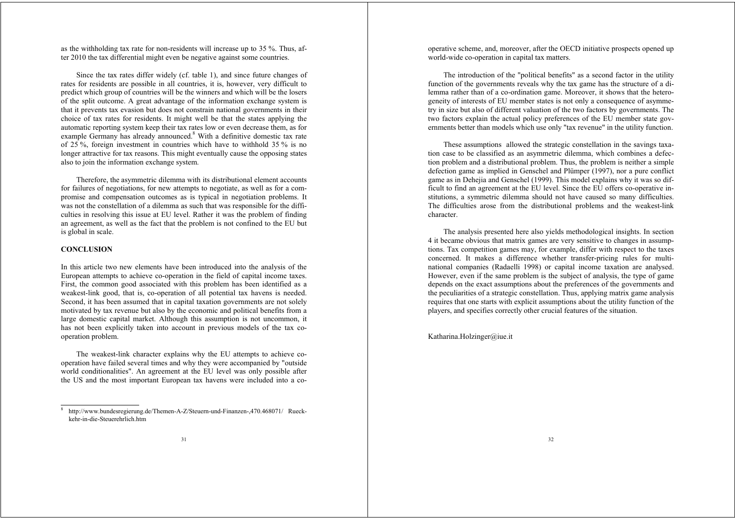as the withholding tax rate for non-residents will increase up to 35 %. Thus, after 2010 the tax differential might even be negative against some countries.

Since the tax rates differ widely (cf. table 1), and since future changes of rates for residents are possible in all countries, it is, however, very difficult to predict which group of countries will be the winners and which will be the losers of the split outcome. A great advantage of the information exchange system is that it prevents tax evasion but does not constrain national governments in their choice of tax rates for residents. It might well be that the states applying the automatic reporting system keep their tax rates low or even decrease them, as for example Germany has already announced.[8] With a definitive domestic tax rate of 25 %, foreign investment in countries which have to withhold 35 % is no longer attractive for tax reasons. This might eventually cause the opposing states also to join the information exchange system.

Therefore, the asymmetric dilemma with its distributional element accounts for failures of negotiations, for new attempts to negotiate, as well as for a compromise and compensation outcomes as is typical in negotiation problems. It was not the constellation of a dilemma as such that was responsible for the difficulties in resolving this issue at EU level. Rather it was the problem of finding an agreement, as well as the fact that the problem is not confined to the EU but is global in scale.

## CONCLUSION

In this article two new elements have been introduced into the analysis of the European attempts to achieve co-operation in the field of capital income taxes. First, the common good associated with this problem has been identified as a weakest-link good, that is, co-operation of all potential tax havens is needed. Second, it has been assumed that in capital taxation governments are not solely motivated by tax revenue but also by the economic and political benefits from a large domestic capital market. Although this assumption is not uncommon, it has not been explicitly taken into account in previous models of the tax co-operation problem.

The weakest-link character explains why the EU attempts to achieve co-operation have failed several times and why they were accompanied by "outside world conditionalities". An agreement at the EU level was only possible after the US and the most important European tax havens were included into a co-operative scheme, and, moreover, after the OECD initiative prospects opened up world-wide co-operation in capital tax matters.

The introduction of the "political benefits" as a second factor in the utility function of the governments reveals why the tax game has the structure of a dilemma rather than of a co-ordination game. Moreover, it shows that the heterogeneity of interests of EU member states is not only a consequence of asymmetry in size but also of different valuation of the two factors by governments. The two factors explain the actual policy preferences of the EU member state governments better than models which use only "tax revenue" in the utility function.

These assumptions allowed the strategic constellation in the savings taxation case to be classified as an asymmetric dilemma, which combines a defection problem and a distributional problem. Thus, the problem is neither a simple defection game as implied in Genschel and Plümper (1997), nor a pure conflict game as in Dehejia and Genschel (1999). This model explains why it was so difficult to find an agreement at the EU level. Since the EU offers co-operative institutions, a symmetric dilemma should not have caused so many difficulties. The difficulties arose from the distributional problems and the weakest-link character.

The analysis presented here also yields methodological insights. In section 4 it became obvious that matrix games are very sensitive to changes in assumptions. Tax competition games may, for example, differ with respect to the taxes concerned. It makes a difference whether transfer-pricing rules for multinational companies (Radaelli 1998) or capital income taxation are analysed. However, even if the same problem is the subject of analysis, the type of game depends on the exact assumptions about the preferences of the governments and the peculiarities of a strategic constellation. Thus, applying matrix game analysis requires that one starts with explicit assumptions about the utility function of the players, and specifies correctly other crucial features of the situation.

Katharina.Holzinger@iue.it

---

[8] http://www.bundesregierung.de/Themen-A-Z/Steuern-und-Finanzen-,470.468071/ Rueckkehr-in-die-Steuerehrlich.htm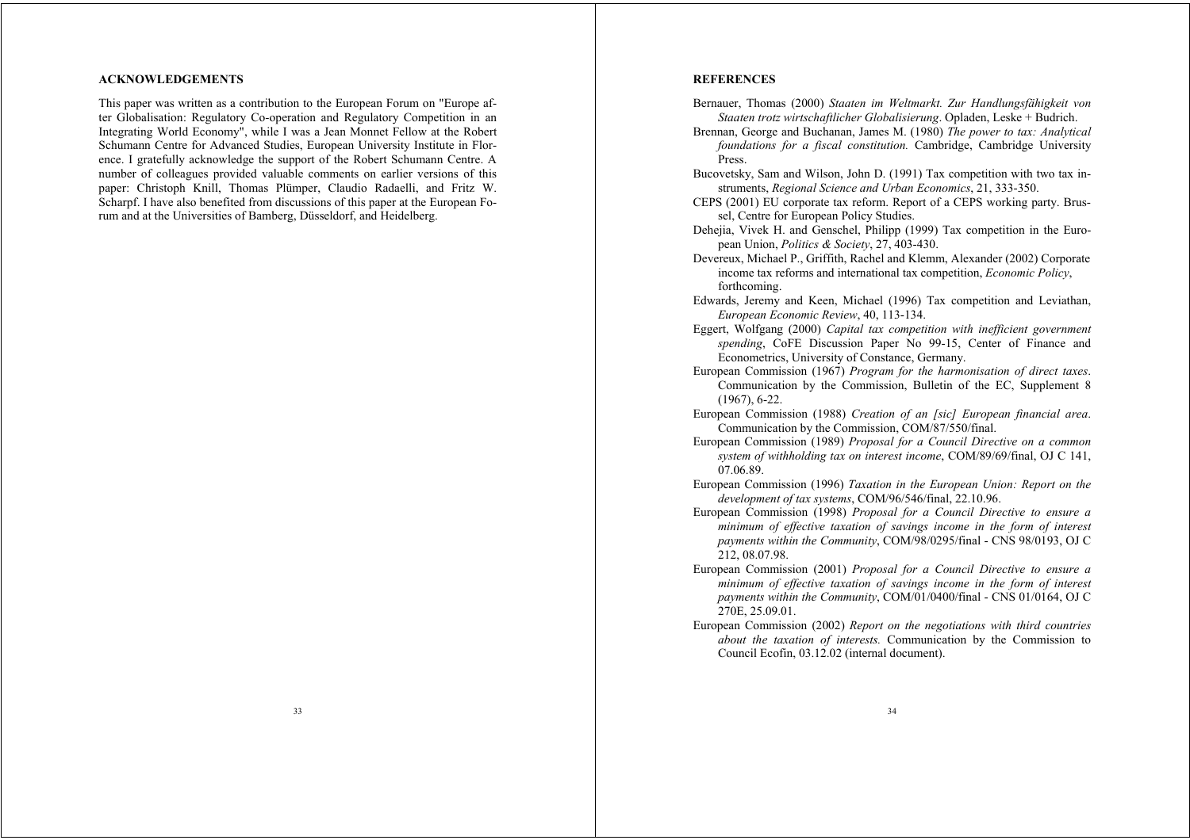## ACKNOWLEDGEMENTS

This paper was written as a contribution to the European Forum on "Europe after Globalisation: Regulatory Co-operation and Regulatory Competition in an Integrating World Economy", while I was a Jean Monnet Fellow at the Robert Schumann Centre for Advanced Studies, European University Institute in Florence. I gratefully acknowledge the support of the Robert Schumann Centre. A number of colleagues provided valuable comments on earlier versions of this paper: Christoph Knill, Thomas Plümper, Claudio Radaelli, and Fritz W. Scharpf. I have also benefited from discussions of this paper at the European Forum and at the Universities of Bamberg, Düsseldorf, and Heidelberg.

## REFERENCES

Bernauer, Thomas (2000) *Staaten im Weltmarkt. Zur Handlungsfähigkeit von Staaten trotz wirtschaftlicher Globalisierung*. Opladen, Leske + Budrich.

Brennan, George and Buchanan, James M. (1980) *The power to tax: Analytical foundations for a fiscal constitution.* Cambridge, Cambridge University Press.

Bucovetsky, Sam and Wilson, John D. (1991) Tax competition with two tax instruments, *Regional Science and Urban Economics*, 21, 333-350.

CEPS (2001) EU corporate tax reform. Report of a CEPS working party. Brussel, Centre for European Policy Studies.

Dehejia, Vivek H. and Genschel, Philipp (1999) Tax competition in the European Union, *Politics & Society*, 27, 403-430.

Devereux, Michael P., Griffith, Rachel and Klemm, Alexander (2002) Corporate income tax reforms and international tax competition, *Economic Policy*, forthcoming.

Edwards, Jeremy and Keen, Michael (1996) Tax competition and Leviathan, *European Economic Review*, 40, 113-134.

Eggert, Wolfgang (2000) *Capital tax competition with inefficient government spending*, CoFE Discussion Paper No 99-15, Center of Finance and Econometrics, University of Constance, Germany.

European Commission (1967) *Program for the harmonisation of direct taxes*. Communication by the Commission, Bulletin of the EC, Supplement 8 (1967), 6-22.

European Commission (1988) *Creation of an [sic] European financial area*. Communication by the Commission, COM/87/550/final.

European Commission (1989) *Proposal for a Council Directive on a common system of withholding tax on interest income*, COM/89/69/final, OJ C 141, 07.06.89.

European Commission (1996) *Taxation in the European Union: Report on the development of tax systems*, COM/96/546/final, 22.10.96.

European Commission (1998) *Proposal for a Council Directive to ensure a minimum of effective taxation of savings income in the form of interest payments within the Community*, COM/98/0295/final - CNS 98/0193, OJ C 212, 08.07.98.

European Commission (2001) *Proposal for a Council Directive to ensure a minimum of effective taxation of savings income in the form of interest payments within the Community*, COM/01/0400/final - CNS 01/0164, OJ C 270E, 25.09.01.

European Commission (2002) *Report on the negotiations with third countries about the taxation of interests.* Communication by the Commission to Council Ecofin, 03.12.02 (internal document).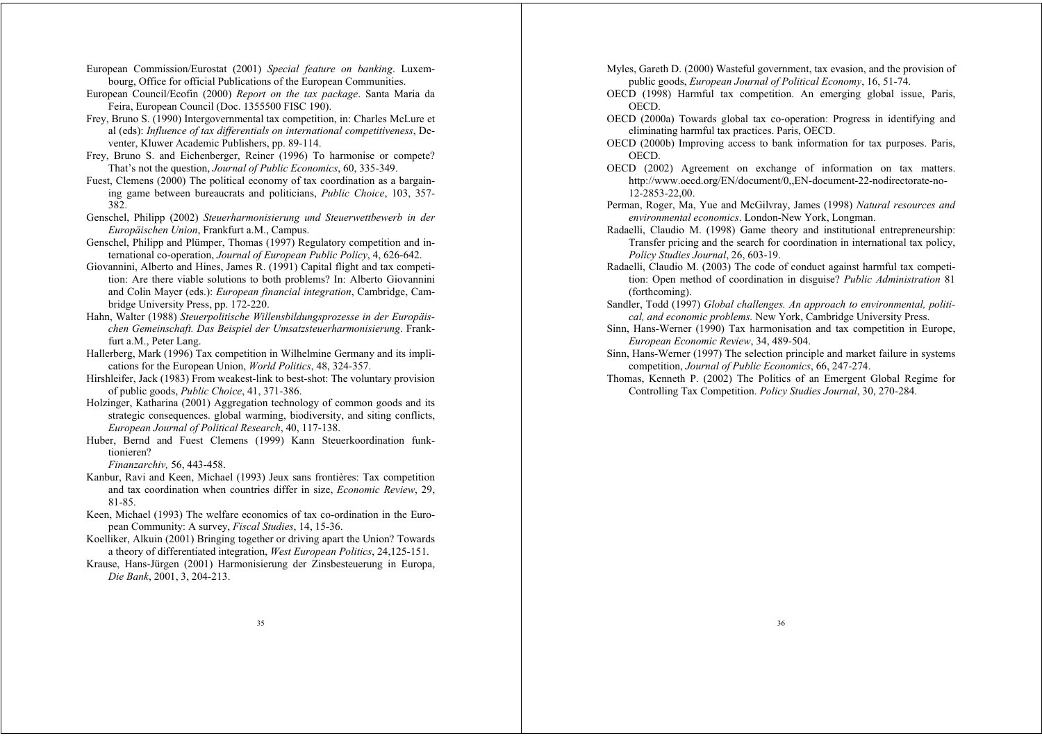European Commission/Eurostat (2001) *Special feature on banking*. Luxembourg, Office for official Publications of the European Communities.

European Council/Ecofin (2000) *Report on the tax package*. Santa Maria da Feira, European Council (Doc. 1355500 FISC 190).

Frey, Bruno S. (1990) Intergovernmental tax competition, in: Charles McLure et al (eds): *Influence of tax differentials on international competitiveness*, Deventer, Kluwer Academic Publishers, pp. 89-114.

Frey, Bruno S. and Eichenberger, Reiner (1996) To harmonise or compete? That's not the question, *Journal of Public Economics*, 60, 335-349.

Fuest, Clemens (2000) The political economy of tax coordination as a bargaining game between bureaucrats and politicians, *Public Choice*, 103, 357-382.

Genschel, Philipp (2002) *Steuerharmonisierung und Steuerwettbewerb in der Europäischen Union*, Frankfurt a.M., Campus.

Genschel, Philipp and Plümper, Thomas (1997) Regulatory competition and international co-operation, *Journal of European Public Policy*, 4, 626-642.

Giovannini, Alberto and Hines, James R. (1991) Capital flight and tax competition: Are there viable solutions to both problems? In: Alberto Giovannini and Colin Mayer (eds.): *European financial integration*, Cambridge, Cambridge University Press, pp. 172-220.

Hahn, Walter (1988) *Steuerpolitische Willensbildungsprozesse in der Europäischen Gemeinschaft. Das Beispiel der Umsatzsteuerharmonisierung*. Frankfurt a.M., Peter Lang.

Hallerberg, Mark (1996) Tax competition in Wilhelmine Germany and its implications for the European Union, *World Politics*, 48, 324-357.

Hirshleifer, Jack (1983) From weakest-link to best-shot: The voluntary provision of public goods, *Public Choice*, 41, 371-386.

Holzinger, Katharina (2001) Aggregation technology of common goods and its strategic consequences. global warming, biodiversity, and siting conflicts, *European Journal of Political Research*, 40, 117-138.

Huber, Bernd and Fuest Clemens (1999) Kann Steuerkoordination funktionieren? *Finanzarchiv,* 56, 443-458.

Kanbur, Ravi and Keen, Michael (1993) Jeux sans frontières: Tax competition and tax coordination when countries differ in size, *Economic Review*, 29, 81-85.

Keen, Michael (1993) The welfare economics of tax co-ordination in the European Community: A survey, *Fiscal Studies*, 14, 15-36.

Koelliker, Alkuin (2001) Bringing together or driving apart the Union? Towards a theory of differentiated integration, *West European Politics*, 24,125-151.

Krause, Hans-Jürgen (2001) Harmonisierung der Zinsbesteuerung in Europa, *Die Bank*, 2001, 3, 204-213.

Myles, Gareth D. (2000) Wasteful government, tax evasion, and the provision of public goods, *European Journal of Political Economy*, 16, 51-74.

OECD (1998) Harmful tax competition. An emerging global issue, Paris, OECD.

OECD (2000a) Towards global tax co-operation: Progress in identifying and eliminating harmful tax practices. Paris, OECD.

OECD (2000b) Improving access to bank information for tax purposes. Paris, OECD.

OECD (2002) Agreement on exchange of information on tax matters. http://www.oecd.org/EN/document/0,,EN-document-22-nodirectorate-no-12-2853-22,00.

Perman, Roger, Ma, Yue and McGilvray, James (1998) *Natural resources and environmental economics*. London-New York, Longman.

Radaelli, Claudio M. (1998) Game theory and institutional entrepreneurship: Transfer pricing and the search for coordination in international tax policy, *Policy Studies Journal*, 26, 603-19.

Radaelli, Claudio M. (2003) The code of conduct against harmful tax competition: Open method of coordination in disguise? *Public Administration* 81 (forthcoming).

Sandler, Todd (1997) *Global challenges. An approach to environmental, political, and economic problems.* New York, Cambridge University Press.

Sinn, Hans-Werner (1990) Tax harmonisation and tax competition in Europe, *European Economic Review*, 34, 489-504.

Sinn, Hans-Werner (1997) The selection principle and market failure in systems competition, *Journal of Public Economics*, 66, 247-274.

Thomas, Kenneth P. (2002) The Politics of an Emergent Global Regime for Controlling Tax Competition. *Policy Studies Journal*, 30, 270-284.